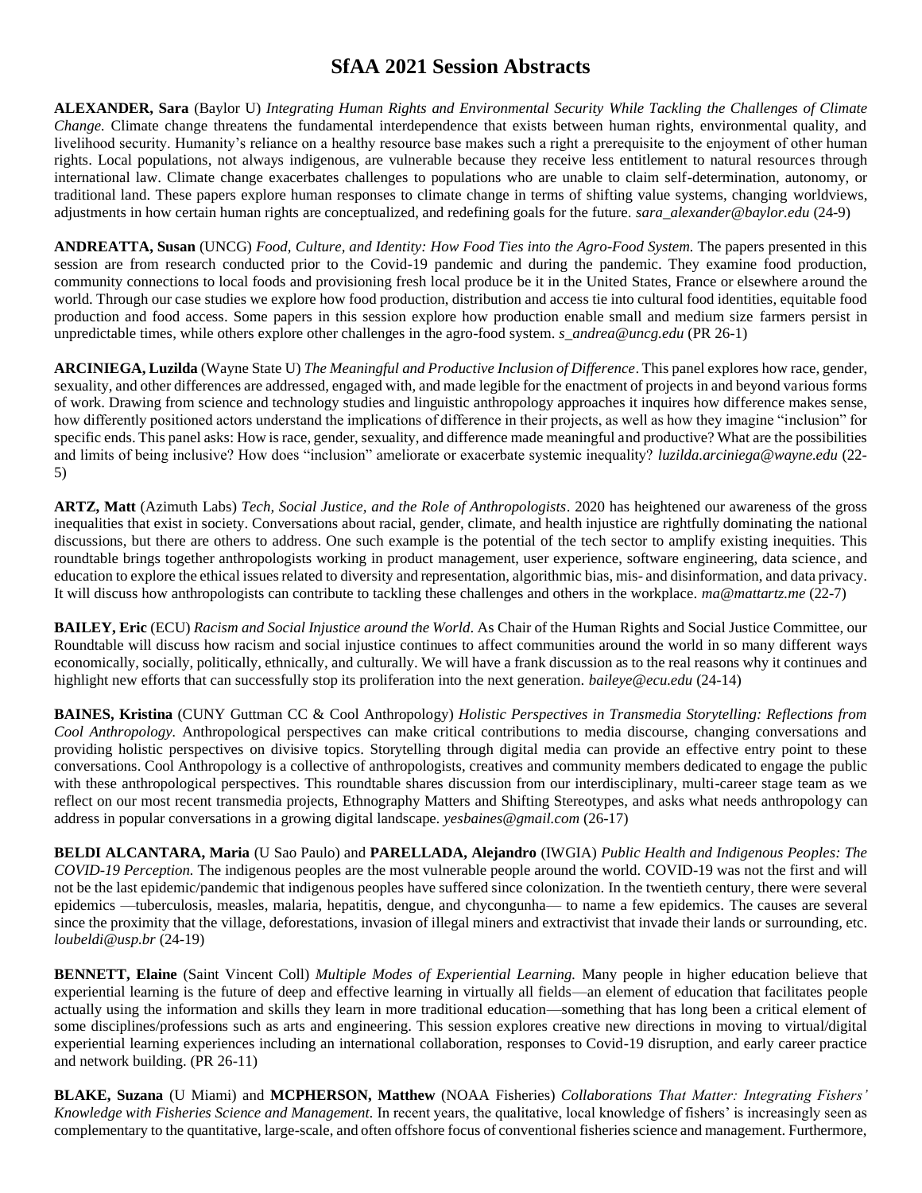# SfAA 2021 Session Abstracts

**ALEXANDER, Sara** (Baylor U) *Integrating Human Rights and Environmental Security While Tackling the Challenges of Climate Change.* Climate change threatens the fundamental interdependence that exists between human rights, environmental quality, and livelihood security. Humanity's reliance on a healthy resource base makes such a right a prerequisite to the enjoyment of other human rights. Local populations, not always indigenous, are vulnerable because they receive less entitlement to natural resources through international law. Climate change exacerbates challenges to populations who are unable to claim self-determination, autonomy, or traditional land. These papers explore human responses to climate change in terms of shifting value systems, changing worldviews, adjustments in how certain human rights are conceptualized, and redefining goals for the future. *sara_alexander@baylor.edu* (24-9)

**ANDREATTA, Susan** (UNCG) *Food, Culture, and Identity: How Food Ties into the Agro-Food System.* The papers presented in this session are from research conducted prior to the Covid-19 pandemic and during the pandemic. They examine food production, community connections to local foods and provisioning fresh local produce be it in the United States, France or elsewhere around the world. Through our case studies we explore how food production, distribution and access tie into cultural food identities, equitable food production and food access. Some papers in this session explore how production enable small and medium size farmers persist in unpredictable times, while others explore other challenges in the agro-food system. *s_andrea@uncg.edu* (PR 26-1)

**ARCINIEGA, Luzilda** (Wayne State U) *The Meaningful and Productive Inclusion of Difference*. This panel explores how race, gender, sexuality, and other differences are addressed, engaged with, and made legible for the enactment of projects in and beyond various forms of work. Drawing from science and technology studies and linguistic anthropology approaches it inquires how difference makes sense, how differently positioned actors understand the implications of difference in their projects, as well as how they imagine "inclusion" for specific ends. This panel asks: How is race, gender, sexuality, and difference made meaningful and productive? What are the possibilities and limits of being inclusive? How does "inclusion" ameliorate or exacerbate systemic inequality? *luzilda.arciniega@wayne.edu* (22-5)

**ARTZ, Matt** (Azimuth Labs) *Tech, Social Justice, and the Role of Anthropologists*. 2020 has heightened our awareness of the gross inequalities that exist in society. Conversations about racial, gender, climate, and health injustice are rightfully dominating the national discussions, but there are others to address. One such example is the potential of the tech sector to amplify existing inequities. This roundtable brings together anthropologists working in product management, user experience, software engineering, data science, and education to explore the ethical issues related to diversity and representation, algorithmic bias, mis- and disinformation, and data privacy. It will discuss how anthropologists can contribute to tackling these challenges and others in the workplace. *ma@mattartz.me* (22-7)

**BAILEY, Eric** (ECU) *Racism and Social Injustice around the World.* As Chair of the Human Rights and Social Justice Committee, our Roundtable will discuss how racism and social injustice continues to affect communities around the world in so many different ways economically, socially, politically, ethnically, and culturally. We will have a frank discussion as to the real reasons why it continues and highlight new efforts that can successfully stop its proliferation into the next generation. *baileye@ecu.edu* (24-14)

**BAINES, Kristina** (CUNY Guttman CC & Cool Anthropology) *Holistic Perspectives in Transmedia Storytelling: Reflections from Cool Anthropology.* Anthropological perspectives can make critical contributions to media discourse, changing conversations and providing holistic perspectives on divisive topics. Storytelling through digital media can provide an effective entry point to these conversations. Cool Anthropology is a collective of anthropologists, creatives and community members dedicated to engage the public with these anthropological perspectives. This roundtable shares discussion from our interdisciplinary, multi-career stage team as we reflect on our most recent transmedia projects, Ethnography Matters and Shifting Stereotypes, and asks what needs anthropology can address in popular conversations in a growing digital landscape. *yesbaines@gmail.com* (26-17)

**BELDI ALCANTARA, Maria** (U Sao Paulo) and **PARELLADA, Alejandro** (IWGIA) *Public Health and Indigenous Peoples: The COVID-19 Perception.* The indigenous peoples are the most vulnerable people around the world. COVID-19 was not the first and will not be the last epidemic/pandemic that indigenous peoples have suffered since colonization. In the twentieth century, there were several epidemics —tuberculosis, measles, malaria, hepatitis, dengue, and chycongunha— to name a few epidemics. The causes are several since the proximity that the village, deforestations, invasion of illegal miners and extractivist that invade their lands or surrounding, etc. *loubeldi@usp.br* (24-19)

**BENNETT, Elaine** (Saint Vincent Coll) *Multiple Modes of Experiential Learning.* Many people in higher education believe that experiential learning is the future of deep and effective learning in virtually all fields—an element of education that facilitates people actually using the information and skills they learn in more traditional education—something that has long been a critical element of some disciplines/professions such as arts and engineering. This session explores creative new directions in moving to virtual/digital experiential learning experiences including an international collaboration, responses to Covid-19 disruption, and early career practice and network building. (PR 26-11)

**BLAKE, Suzana** (U Miami) and **MCPHERSON, Matthew** (NOAA Fisheries) *Collaborations That Matter: Integrating Fishers' Knowledge with Fisheries Science and Management.* In recent years, the qualitative, local knowledge of fishers' is increasingly seen as complementary to the quantitative, large-scale, and often offshore focus of conventional fisheries science and management. Furthermore,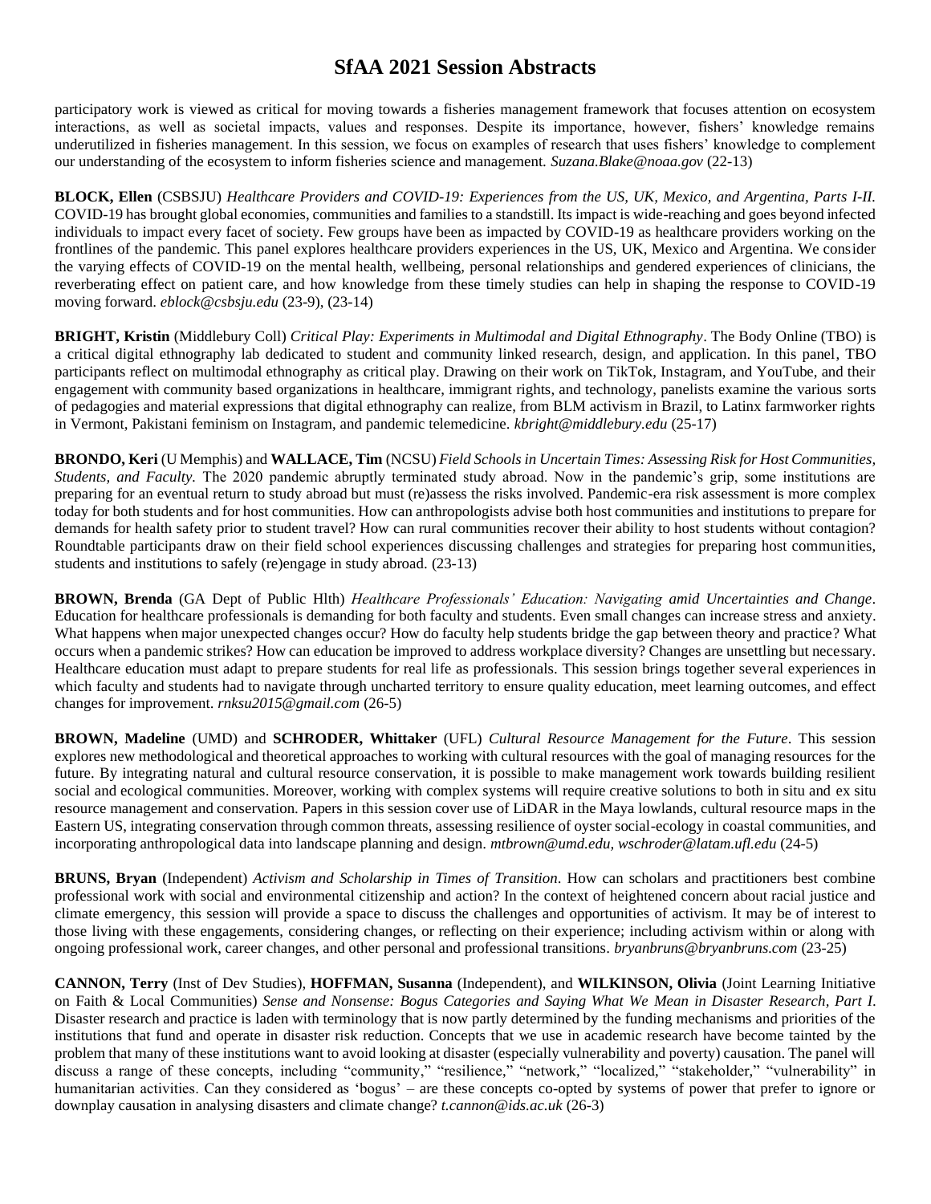participatory work is viewed as critical for moving towards a fisheries management framework that focuses attention on ecosystem interactions, as well as societal impacts, values and responses. Despite its importance, however, fishers' knowledge remains underutilized in fisheries management. In this session, we focus on examples of research that uses fishers' knowledge to complement our understanding of the ecosystem to inform fisheries science and management. *Suzana.Blake@noaa.gov* (22-13)

**BLOCK, Ellen** (CSBSJU) *Healthcare Providers and COVID-19: Experiences from the US, UK, Mexico, and Argentina, Parts I-II.* COVID-19 has brought global economies, communities and families to a standstill. Its impact is wide-reaching and goes beyond infected individuals to impact every facet of society. Few groups have been as impacted by COVID-19 as healthcare providers working on the frontlines of the pandemic. This panel explores healthcare providers experiences in the US, UK, Mexico and Argentina. We consider the varying effects of COVID-19 on the mental health, wellbeing, personal relationships and gendered experiences of clinicians, the reverberating effect on patient care, and how knowledge from these timely studies can help in shaping the response to COVID-19 moving forward. *eblock@csbsju.edu* (23-9), (23-14)

**BRIGHT, Kristin** (Middlebury Coll) *Critical Play: Experiments in Multimodal and Digital Ethnography*. The Body Online (TBO) is a critical digital ethnography lab dedicated to student and community linked research, design, and application. In this panel, TBO participants reflect on multimodal ethnography as critical play. Drawing on their work on TikTok, Instagram, and YouTube, and their engagement with community based organizations in healthcare, immigrant rights, and technology, panelists examine the various sorts of pedagogies and material expressions that digital ethnography can realize, from BLM activism in Brazil, to Latinx farmworker rights in Vermont, Pakistani feminism on Instagram, and pandemic telemedicine. *kbright@middlebury.edu* (25-17)

**BRONDO, Keri** (U Memphis) and **WALLACE, Tim** (NCSU) *Field Schools in Uncertain Times: Assessing Risk for Host Communities, Students, and Faculty.* The 2020 pandemic abruptly terminated study abroad. Now in the pandemic's grip, some institutions are preparing for an eventual return to study abroad but must (re)assess the risks involved. Pandemic-era risk assessment is more complex today for both students and for host communities. How can anthropologists advise both host communities and institutions to prepare for demands for health safety prior to student travel? How can rural communities recover their ability to host students without contagion? Roundtable participants draw on their field school experiences discussing challenges and strategies for preparing host communities, students and institutions to safely (re)engage in study abroad. (23-13)

**BROWN, Brenda** (GA Dept of Public Hlth) *Healthcare Professionals' Education: Navigating amid Uncertainties and Change*. Education for healthcare professionals is demanding for both faculty and students. Even small changes can increase stress and anxiety. What happens when major unexpected changes occur? How do faculty help students bridge the gap between theory and practice? What occurs when a pandemic strikes? How can education be improved to address workplace diversity? Changes are unsettling but necessary. Healthcare education must adapt to prepare students for real life as professionals. This session brings together several experiences in which faculty and students had to navigate through uncharted territory to ensure quality education, meet learning outcomes, and effect changes for improvement. *rnksu2015@gmail.com* (26-5)

**BROWN, Madeline** (UMD) and **SCHRODER, Whittaker** (UFL) *Cultural Resource Management for the Future*. This session explores new methodological and theoretical approaches to working with cultural resources with the goal of managing resources for the future. By integrating natural and cultural resource conservation, it is possible to make management work towards building resilient social and ecological communities. Moreover, working with complex systems will require creative solutions to both in situ and ex situ resource management and conservation. Papers in this session cover use of LiDAR in the Maya lowlands, cultural resource maps in the Eastern US, integrating conservation through common threats, assessing resilience of oyster social-ecology in coastal communities, and incorporating anthropological data into landscape planning and design. *mtbrown@umd.edu, wschroder@latam.ufl.edu* (24-5)

**BRUNS, Bryan** (Independent) *Activism and Scholarship in Times of Transition*. How can scholars and practitioners best combine professional work with social and environmental citizenship and action? In the context of heightened concern about racial justice and climate emergency, this session will provide a space to discuss the challenges and opportunities of activism. It may be of interest to those living with these engagements, considering changes, or reflecting on their experience; including activism within or along with ongoing professional work, career changes, and other personal and professional transitions. *bryanbruns@bryanbruns.com* (23-25)

**CANNON, Terry** (Inst of Dev Studies), **HOFFMAN, Susanna** (Independent), and **WILKINSON, Olivia** (Joint Learning Initiative on Faith & Local Communities) *Sense and Nonsense: Bogus Categories and Saying What We Mean in Disaster Research, Part I.* Disaster research and practice is laden with terminology that is now partly determined by the funding mechanisms and priorities of the institutions that fund and operate in disaster risk reduction. Concepts that we use in academic research have become tainted by the problem that many of these institutions want to avoid looking at disaster (especially vulnerability and poverty) causation. The panel will discuss a range of these concepts, including "community," "resilience," "network," "localized," "stakeholder," "vulnerability" in humanitarian activities. Can they considered as 'bogus' – are these concepts co-opted by systems of power that prefer to ignore or downplay causation in analysing disasters and climate change? *t.cannon@ids.ac.uk* (26-3)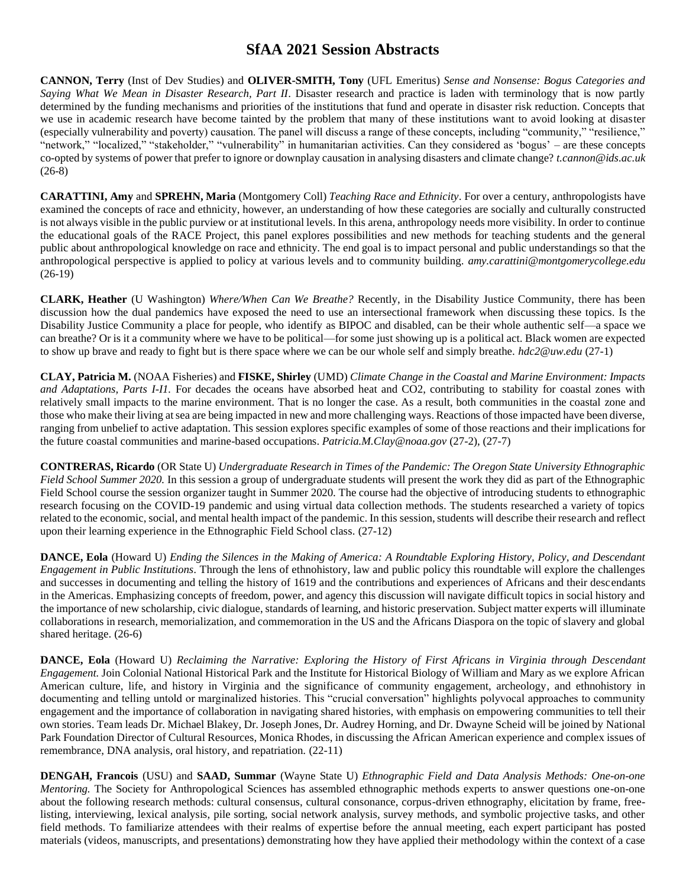# SfAA 2021 Session Abstracts

**CANNON, Terry** (Inst of Dev Studies) and **OLIVER-SMITH, Tony** (UFL Emeritus) *Sense and Nonsense: Bogus Categories and Saying What We Mean in Disaster Research, Part II*. Disaster research and practice is laden with terminology that is now partly determined by the funding mechanisms and priorities of the institutions that fund and operate in disaster risk reduction. Concepts that we use in academic research have become tainted by the problem that many of these institutions want to avoid looking at disaster (especially vulnerability and poverty) causation. The panel will discuss a range of these concepts, including "community," "resilience," "network," "localized," "stakeholder," "vulnerability" in humanitarian activities. Can they considered as 'bogus' – are these concepts co-opted by systems of power that prefer to ignore or downplay causation in analysing disasters and climate change? *t.cannon@ids.ac.uk* (26-8)

**CARATTINI, Amy** and **SPREHN, Maria** (Montgomery Coll) *Teaching Race and Ethnicity*. For over a century, anthropologists have examined the concepts of race and ethnicity, however, an understanding of how these categories are socially and culturally constructed is not always visible in the public purview or at institutional levels. In this arena, anthropology needs more visibility. In order to continue the educational goals of the RACE Project, this panel explores possibilities and new methods for teaching students and the general public about anthropological knowledge on race and ethnicity. The end goal is to impact personal and public understandings so that the anthropological perspective is applied to policy at various levels and to community building. *amy.carattini@montgomerycollege.edu* (26-19)

**CLARK, Heather** (U Washington) *Where/When Can We Breathe?* Recently, in the Disability Justice Community, there has been discussion how the dual pandemics have exposed the need to use an intersectional framework when discussing these topics. Is the Disability Justice Community a place for people, who identify as BIPOC and disabled, can be their whole authentic self—a space we can breathe? Or is it a community where we have to be political—for some just showing up is a political act. Black women are expected to show up brave and ready to fight but is there space where we can be our whole self and simply breathe. *hdc2@uw.edu* (27-1)

**CLAY, Patricia M.** (NOAA Fisheries) and **FISKE, Shirley** (UMD) *Climate Change in the Coastal and Marine Environment: Impacts and Adaptations, Parts I-II.* For decades the oceans have absorbed heat and CO2, contributing to stability for coastal zones with relatively small impacts to the marine environment. That is no longer the case. As a result, both communities in the coastal zone and those who make their living at sea are being impacted in new and more challenging ways. Reactions of those impacted have been diverse, ranging from unbelief to active adaptation. This session explores specific examples of some of those reactions and their implications for the future coastal communities and marine-based occupations. *Patricia.M.Clay@noaa.gov* (27-2), (27-7)

**CONTRERAS, Ricardo** (OR State U) *Undergraduate Research in Times of the Pandemic: The Oregon State University Ethnographic Field School Summer 2020.* In this session a group of undergraduate students will present the work they did as part of the Ethnographic Field School course the session organizer taught in Summer 2020. The course had the objective of introducing students to ethnographic research focusing on the COVID-19 pandemic and using virtual data collection methods. The students researched a variety of topics related to the economic, social, and mental health impact of the pandemic. In this session, students will describe their research and reflect upon their learning experience in the Ethnographic Field School class. (27-12)

**DANCE, Eola** (Howard U) *Ending the Silences in the Making of America: A Roundtable Exploring History, Policy, and Descendant Engagement in Public Institutions*. Through the lens of ethnohistory, law and public policy this roundtable will explore the challenges and successes in documenting and telling the history of 1619 and the contributions and experiences of Africans and their descendants in the Americas. Emphasizing concepts of freedom, power, and agency this discussion will navigate difficult topics in social history and the importance of new scholarship, civic dialogue, standards of learning, and historic preservation. Subject matter experts will illuminate collaborations in research, memorialization, and commemoration in the US and the Africans Diaspora on the topic of slavery and global shared heritage. (26-6)

**DANCE, Eola** (Howard U) *Reclaiming the Narrative: Exploring the History of First Africans in Virginia through Descendant Engagement.* Join Colonial National Historical Park and the Institute for Historical Biology of William and Mary as we explore African American culture, life, and history in Virginia and the significance of community engagement, archeology, and ethnohistory in documenting and telling untold or marginalized histories. This "crucial conversation" highlights polyvocal approaches to community engagement and the importance of collaboration in navigating shared histories, with emphasis on empowering communities to tell their own stories. Team leads Dr. Michael Blakey, Dr. Joseph Jones, Dr. Audrey Horning, and Dr. Dwayne Scheid will be joined by National Park Foundation Director of Cultural Resources, Monica Rhodes, in discussing the African American experience and complex issues of remembrance, DNA analysis, oral history, and repatriation. (22-11)

**DENGAH, Francois** (USU) and **SAAD, Summar** (Wayne State U) *Ethnographic Field and Data Analysis Methods: One-on-one Mentoring.* The Society for Anthropological Sciences has assembled ethnographic methods experts to answer questions one-on-one about the following research methods: cultural consensus, cultural consonance, corpus-driven ethnography, elicitation by frame, free-listing, interviewing, lexical analysis, pile sorting, social network analysis, survey methods, and symbolic projective tasks, and other field methods. To familiarize attendees with their realms of expertise before the annual meeting, each expert participant has posted materials (videos, manuscripts, and presentations) demonstrating how they have applied their methodology within the context of a case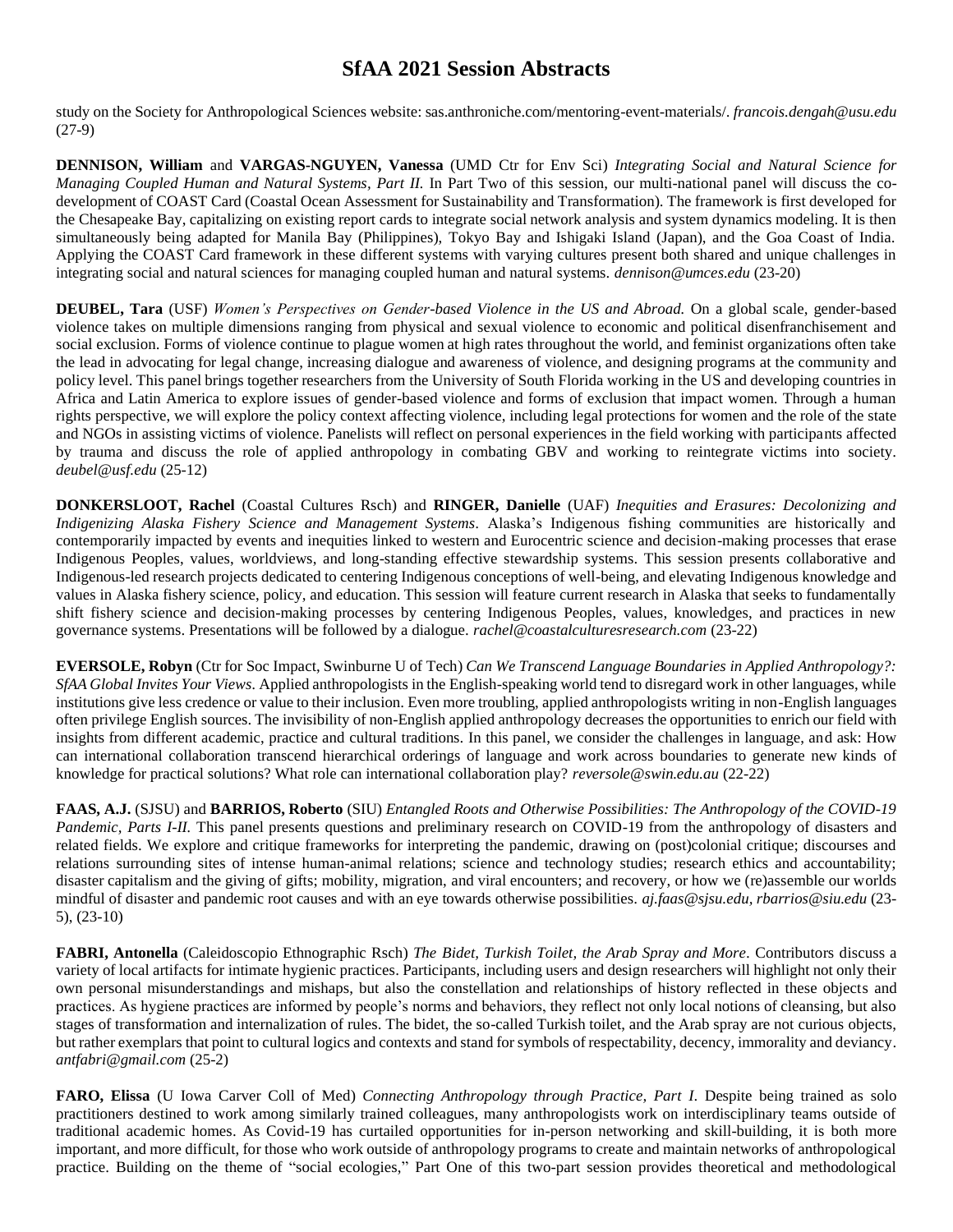study on the Society for Anthropological Sciences website: sas.anthroniche.com/mentoring-event-materials/. *francois.dengah@usu.edu* (27-9)

**DENNISON, William** and **VARGAS-NGUYEN, Vanessa** (UMD Ctr for Env Sci) *Integrating Social and Natural Science for Managing Coupled Human and Natural Systems, Part II.* In Part Two of this session, our multi-national panel will discuss the co-development of COAST Card (Coastal Ocean Assessment for Sustainability and Transformation). The framework is first developed for the Chesapeake Bay, capitalizing on existing report cards to integrate social network analysis and system dynamics modeling. It is then simultaneously being adapted for Manila Bay (Philippines), Tokyo Bay and Ishigaki Island (Japan), and the Goa Coast of India. Applying the COAST Card framework in these different systems with varying cultures present both shared and unique challenges in integrating social and natural sciences for managing coupled human and natural systems. *dennison@umces.edu* (23-20)

**DEUBEL, Tara** (USF) *Women's Perspectives on Gender-based Violence in the US and Abroad.* On a global scale, gender-based violence takes on multiple dimensions ranging from physical and sexual violence to economic and political disenfranchisement and social exclusion. Forms of violence continue to plague women at high rates throughout the world, and feminist organizations often take the lead in advocating for legal change, increasing dialogue and awareness of violence, and designing programs at the community and policy level. This panel brings together researchers from the University of South Florida working in the US and developing countries in Africa and Latin America to explore issues of gender-based violence and forms of exclusion that impact women. Through a human rights perspective, we will explore the policy context affecting violence, including legal protections for women and the role of the state and NGOs in assisting victims of violence. Panelists will reflect on personal experiences in the field working with participants affected by trauma and discuss the role of applied anthropology in combating GBV and working to reintegrate victims into society. *deubel@usf.edu* (25-12)

**DONKERSLOOT, Rachel** (Coastal Cultures Rsch) and **RINGER, Danielle** (UAF) *Inequities and Erasures: Decolonizing and Indigenizing Alaska Fishery Science and Management Systems.* Alaska's Indigenous fishing communities are historically and contemporarily impacted by events and inequities linked to western and Eurocentric science and decision-making processes that erase Indigenous Peoples, values, worldviews, and long-standing effective stewardship systems. This session presents collaborative and Indigenous-led research projects dedicated to centering Indigenous conceptions of well-being, and elevating Indigenous knowledge and values in Alaska fishery science, policy, and education. This session will feature current research in Alaska that seeks to fundamentally shift fishery science and decision-making processes by centering Indigenous Peoples, values, knowledges, and practices in new governance systems. Presentations will be followed by a dialogue. *rachel@coastalculturesresearch.com* (23-22)

**EVERSOLE, Robyn** (Ctr for Soc Impact, Swinburne U of Tech) *Can We Transcend Language Boundaries in Applied Anthropology?: SfAA Global Invites Your Views.* Applied anthropologists in the English-speaking world tend to disregard work in other languages, while institutions give less credence or value to their inclusion. Even more troubling, applied anthropologists writing in non-English languages often privilege English sources. The invisibility of non-English applied anthropology decreases the opportunities to enrich our field with insights from different academic, practice and cultural traditions. In this panel, we consider the challenges in language, and ask: How can international collaboration transcend hierarchical orderings of language and work across boundaries to generate new kinds of knowledge for practical solutions? What role can international collaboration play? *reversole@swin.edu.au* (22-22)

**FAAS, A.J.** (SJSU) and **BARRIOS, Roberto** (SIU) *Entangled Roots and Otherwise Possibilities: The Anthropology of the COVID-19 Pandemic, Parts I-II.* This panel presents questions and preliminary research on COVID-19 from the anthropology of disasters and related fields. We explore and critique frameworks for interpreting the pandemic, drawing on (post)colonial critique; discourses and relations surrounding sites of intense human-animal relations; science and technology studies; research ethics and accountability; disaster capitalism and the giving of gifts; mobility, migration, and viral encounters; and recovery, or how we (re)assemble our worlds mindful of disaster and pandemic root causes and with an eye towards otherwise possibilities. *aj.faas@sjsu.edu, rbarrios@siu.edu* (23-5), (23-10)

**FABRI, Antonella** (Caleidoscopio Ethnographic Rsch) *The Bidet, Turkish Toilet, the Arab Spray and More.* Contributors discuss a variety of local artifacts for intimate hygienic practices. Participants, including users and design researchers will highlight not only their own personal misunderstandings and mishaps, but also the constellation and relationships of history reflected in these objects and practices. As hygiene practices are informed by people's norms and behaviors, they reflect not only local notions of cleansing, but also stages of transformation and internalization of rules. The bidet, the so-called Turkish toilet, and the Arab spray are not curious objects, but rather exemplars that point to cultural logics and contexts and stand for symbols of respectability, decency, immorality and deviancy. *antfabri@gmail.com* (25-2)

**FARO, Elissa** (U Iowa Carver Coll of Med) *Connecting Anthropology through Practice, Part I.* Despite being trained as solo practitioners destined to work among similarly trained colleagues, many anthropologists work on interdisciplinary teams outside of traditional academic homes. As Covid-19 has curtailed opportunities for in-person networking and skill-building, it is both more important, and more difficult, for those who work outside of anthropology programs to create and maintain networks of anthropological practice. Building on the theme of "social ecologies," Part One of this two-part session provides theoretical and methodological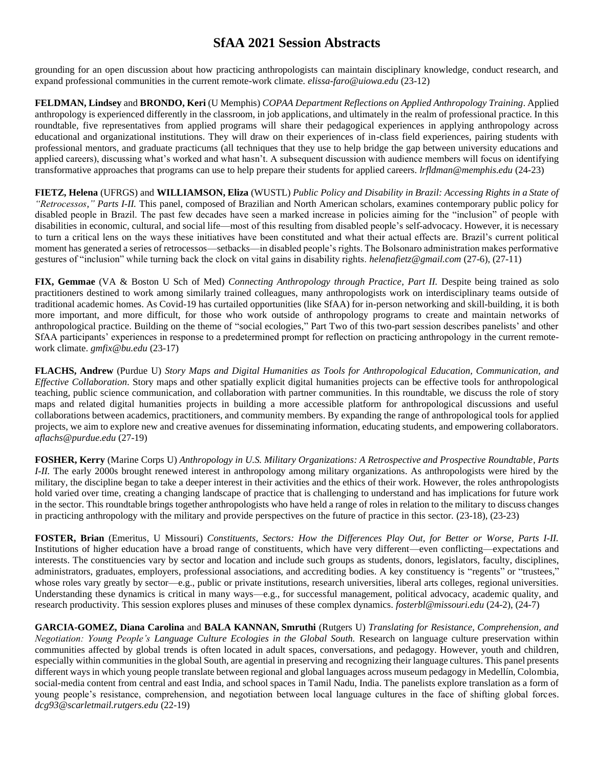grounding for an open discussion about how practicing anthropologists can maintain disciplinary knowledge, conduct research, and expand professional communities in the current remote-work climate. *elissa-faro@uiowa.edu* (23-12)

**FELDMAN, Lindsey** and **BRONDO, Keri** (U Memphis) *COPAA Department Reflections on Applied Anthropology Training*. Applied anthropology is experienced differently in the classroom, in job applications, and ultimately in the realm of professional practice. In this roundtable, five representatives from applied programs will share their pedagogical experiences in applying anthropology across educational and organizational institutions. They will draw on their experiences of in-class field experiences, pairing students with professional mentors, and graduate practicums (all techniques that they use to help bridge the gap between university educations and applied careers), discussing what's worked and what hasn't. A subsequent discussion with audience members will focus on identifying transformative approaches that programs can use to help prepare their students for applied careers. *lrfldman@memphis.edu* (24-23)

**FIETZ, Helena** (UFRGS) and **WILLIAMSON, Eliza** (WUSTL) *Public Policy and Disability in Brazil: Accessing Rights in a State of "Retrocessos," Parts I-II.* This panel, composed of Brazilian and North American scholars, examines contemporary public policy for disabled people in Brazil. The past few decades have seen a marked increase in policies aiming for the "inclusion" of people with disabilities in economic, cultural, and social life—most of this resulting from disabled people's self-advocacy. However, it is necessary to turn a critical lens on the ways these initiatives have been constituted and what their actual effects are. Brazil's current political moment has generated a series of retrocessos—setbacks—in disabled people's rights. The Bolsonaro administration makes performative gestures of "inclusion" while turning back the clock on vital gains in disability rights. *helenafietz@gmail.com* (27-6), (27-11)

**FIX, Gemmae** (VA & Boston U Sch of Med) *Connecting Anthropology through Practice, Part II.* Despite being trained as solo practitioners destined to work among similarly trained colleagues, many anthropologists work on interdisciplinary teams outside of traditional academic homes. As Covid-19 has curtailed opportunities (like SfAA) for in-person networking and skill-building, it is both more important, and more difficult, for those who work outside of anthropology programs to create and maintain networks of anthropological practice. Building on the theme of "social ecologies," Part Two of this two-part session describes panelists' and other SfAA participants' experiences in response to a predetermined prompt for reflection on practicing anthropology in the current remote-work climate. *gmfix@bu.edu* (23-17)

**FLACHS, Andrew** (Purdue U) *Story Maps and Digital Humanities as Tools for Anthropological Education, Communication, and Effective Collaboration*. Story maps and other spatially explicit digital humanities projects can be effective tools for anthropological teaching, public science communication, and collaboration with partner communities. In this roundtable, we discuss the role of story maps and related digital humanities projects in building a more accessible platform for anthropological discussions and useful collaborations between academics, practitioners, and community members. By expanding the range of anthropological tools for applied projects, we aim to explore new and creative avenues for disseminating information, educating students, and empowering collaborators. *aflachs@purdue.edu* (27-19)

**FOSHER, Kerry** (Marine Corps U) *Anthropology in U.S. Military Organizations: A Retrospective and Prospective Roundtable, Parts I-II.* The early 2000s brought renewed interest in anthropology among military organizations. As anthropologists were hired by the military, the discipline began to take a deeper interest in their activities and the ethics of their work. However, the roles anthropologists hold varied over time, creating a changing landscape of practice that is challenging to understand and has implications for future work in the sector. This roundtable brings together anthropologists who have held a range of roles in relation to the military to discuss changes in practicing anthropology with the military and provide perspectives on the future of practice in this sector. (23-18), (23-23)

**FOSTER, Brian** (Emeritus, U Missouri) *Constituents, Sectors: How the Differences Play Out, for Better or Worse, Parts I-II.* Institutions of higher education have a broad range of constituents, which have very different—even conflicting—expectations and interests. The constituencies vary by sector and location and include such groups as students, donors, legislators, faculty, disciplines, administrators, graduates, employers, professional associations, and accrediting bodies. A key constituency is "regents" or "trustees," whose roles vary greatly by sector—e.g., public or private institutions, research universities, liberal arts colleges, regional universities. Understanding these dynamics is critical in many ways—e.g., for successful management, political advocacy, academic quality, and research productivity. This session explores pluses and minuses of these complex dynamics. *fosterbl@missouri.edu* (24-2), (24-7)

**GARCIA-GOMEZ, Diana Carolina** and **BALA KANNAN, Smruthi** (Rutgers U) *Translating for Resistance, Comprehension, and Negotiation: Young People's Language Culture Ecologies in the Global South.* Research on language culture preservation within communities affected by global trends is often located in adult spaces, conversations, and pedagogy. However, youth and children, especially within communities in the global South, are agential in preserving and recognizing their language cultures. This panel presents different ways in which young people translate between regional and global languages across museum pedagogy in Medellín, Colombia, social-media content from central and east India, and school spaces in Tamil Nadu, India. The panelists explore translation as a form of young people's resistance, comprehension, and negotiation between local language cultures in the face of shifting global forces. *dcg93@scarletmail.rutgers.edu* (22-19)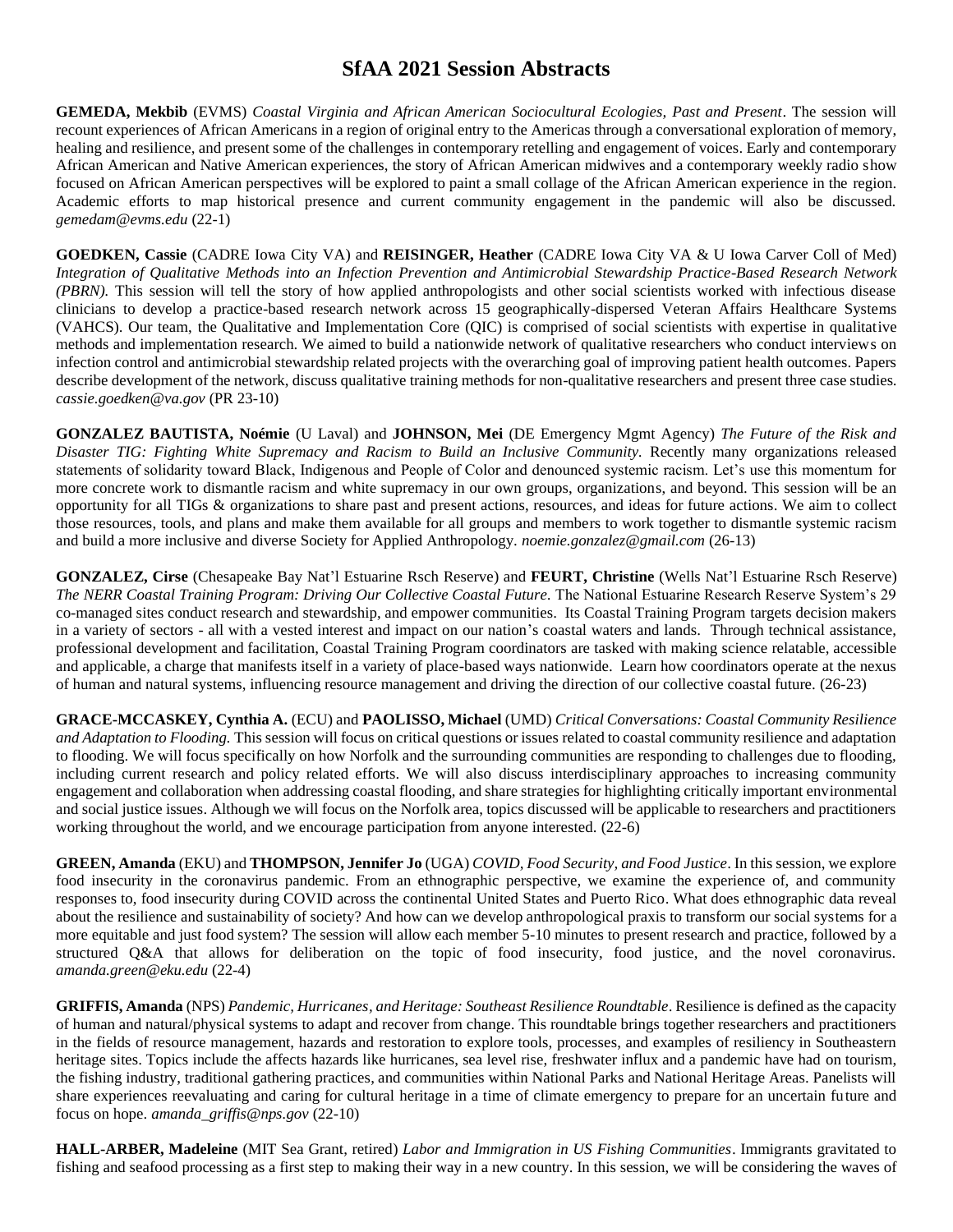# SfAA 2021 Session Abstracts

**GEMEDA, Mekbib** (EVMS) *Coastal Virginia and African American Sociocultural Ecologies, Past and Present*. The session will recount experiences of African Americans in a region of original entry to the Americas through a conversational exploration of memory, healing and resilience, and present some of the challenges in contemporary retelling and engagement of voices. Early and contemporary African American and Native American experiences, the story of African American midwives and a contemporary weekly radio show focused on African American perspectives will be explored to paint a small collage of the African American experience in the region. Academic efforts to map historical presence and current community engagement in the pandemic will also be discussed. *gemedam@evms.edu* (22-1)

**GOEDKEN, Cassie** (CADRE Iowa City VA) and **REISINGER, Heather** (CADRE Iowa City VA & U Iowa Carver Coll of Med) *Integration of Qualitative Methods into an Infection Prevention and Antimicrobial Stewardship Practice-Based Research Network (PBRN).* This session will tell the story of how applied anthropologists and other social scientists worked with infectious disease clinicians to develop a practice-based research network across 15 geographically-dispersed Veteran Affairs Healthcare Systems (VAHCS). Our team, the Qualitative and Implementation Core (QIC) is comprised of social scientists with expertise in qualitative methods and implementation research. We aimed to build a nationwide network of qualitative researchers who conduct interviews on infection control and antimicrobial stewardship related projects with the overarching goal of improving patient health outcomes. Papers describe development of the network, discuss qualitative training methods for non-qualitative researchers and present three case studies. *cassie.goedken@va.gov* (PR 23-10)

**GONZALEZ BAUTISTA, Noémie** (U Laval) and **JOHNSON, Mei** (DE Emergency Mgmt Agency) *The Future of the Risk and Disaster TIG: Fighting White Supremacy and Racism to Build an Inclusive Community.* Recently many organizations released statements of solidarity toward Black, Indigenous and People of Color and denounced systemic racism. Let's use this momentum for more concrete work to dismantle racism and white supremacy in our own groups, organizations, and beyond. This session will be an opportunity for all TIGs & organizations to share past and present actions, resources, and ideas for future actions. We aim to collect those resources, tools, and plans and make them available for all groups and members to work together to dismantle systemic racism and build a more inclusive and diverse Society for Applied Anthropology. *noemie.gonzalez@gmail.com* (26-13)

**GONZALEZ, Cirse** (Chesapeake Bay Nat'l Estuarine Rsch Reserve) and **FEURT, Christine** (Wells Nat'l Estuarine Rsch Reserve) *The NERR Coastal Training Program: Driving Our Collective Coastal Future.* The National Estuarine Research Reserve System's 29 co-managed sites conduct research and stewardship, and empower communities. Its Coastal Training Program targets decision makers in a variety of sectors - all with a vested interest and impact on our nation's coastal waters and lands. Through technical assistance, professional development and facilitation, Coastal Training Program coordinators are tasked with making science relatable, accessible and applicable, a charge that manifests itself in a variety of place-based ways nationwide. Learn how coordinators operate at the nexus of human and natural systems, influencing resource management and driving the direction of our collective coastal future. (26-23)

**GRACE-MCCASKEY, Cynthia A.** (ECU) and **PAOLISSO, Michael** (UMD) *Critical Conversations: Coastal Community Resilience and Adaptation to Flooding.* This session will focus on critical questions or issues related to coastal community resilience and adaptation to flooding. We will focus specifically on how Norfolk and the surrounding communities are responding to challenges due to flooding, including current research and policy related efforts. We will also discuss interdisciplinary approaches to increasing community engagement and collaboration when addressing coastal flooding, and share strategies for highlighting critically important environmental and social justice issues. Although we will focus on the Norfolk area, topics discussed will be applicable to researchers and practitioners working throughout the world, and we encourage participation from anyone interested. (22-6)

**GREEN, Amanda** (EKU) and **THOMPSON, Jennifer Jo** (UGA) *COVID, Food Security, and Food Justice*. In this session, we explore food insecurity in the coronavirus pandemic. From an ethnographic perspective, we examine the experience of, and community responses to, food insecurity during COVID across the continental United States and Puerto Rico. What does ethnographic data reveal about the resilience and sustainability of society? And how can we develop anthropological praxis to transform our social systems for a more equitable and just food system? The session will allow each member 5-10 minutes to present research and practice, followed by a structured Q&A that allows for deliberation on the topic of food insecurity, food justice, and the novel coronavirus. *amanda.green@eku.edu* (22-4)

**GRIFFIS, Amanda** (NPS) *Pandemic, Hurricanes, and Heritage: Southeast Resilience Roundtable*. Resilience is defined as the capacity of human and natural/physical systems to adapt and recover from change. This roundtable brings together researchers and practitioners in the fields of resource management, hazards and restoration to explore tools, processes, and examples of resiliency in Southeastern heritage sites. Topics include the affects hazards like hurricanes, sea level rise, freshwater influx and a pandemic have had on tourism, the fishing industry, traditional gathering practices, and communities within National Parks and National Heritage Areas. Panelists will share experiences reevaluating and caring for cultural heritage in a time of climate emergency to prepare for an uncertain future and focus on hope. *amanda_griffis@nps.gov* (22-10)

**HALL-ARBER, Madeleine** (MIT Sea Grant, retired) *Labor and Immigration in US Fishing Communities*. Immigrants gravitated to fishing and seafood processing as a first step to making their way in a new country. In this session, we will be considering the waves of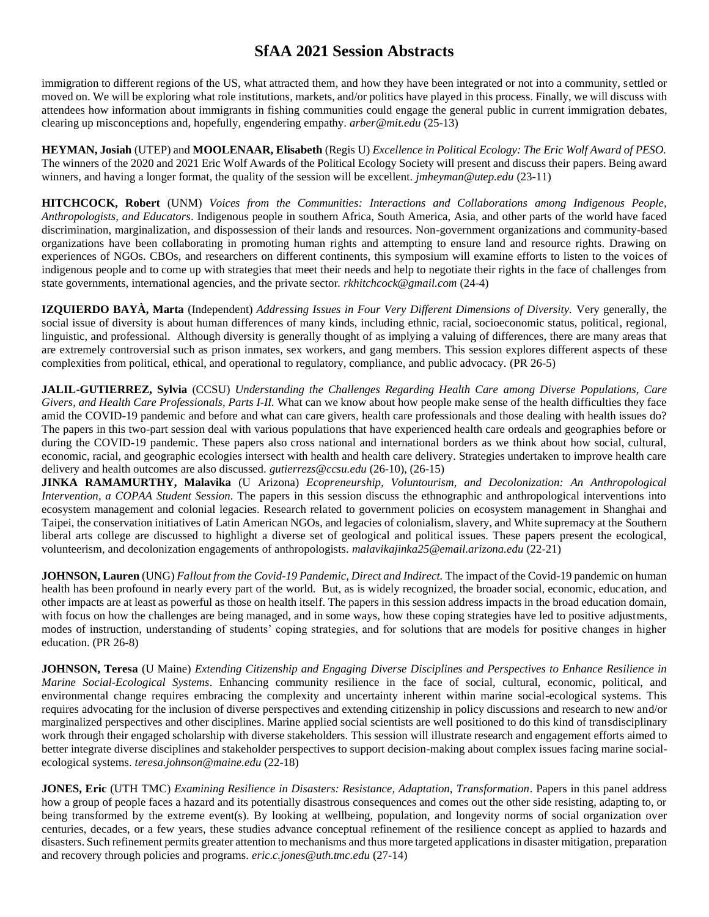immigration to different regions of the US, what attracted them, and how they have been integrated or not into a community, settled or moved on. We will be exploring what role institutions, markets, and/or politics have played in this process. Finally, we will discuss with attendees how information about immigrants in fishing communities could engage the general public in current immigration debates, clearing up misconceptions and, hopefully, engendering empathy. *arber@mit.edu* (25-13)

**HEYMAN, Josiah** (UTEP) and **MOOLENAAR, Elisabeth** (Regis U) *Excellence in Political Ecology: The Eric Wolf Award of PESO.* The winners of the 2020 and 2021 Eric Wolf Awards of the Political Ecology Society will present and discuss their papers. Being award winners, and having a longer format, the quality of the session will be excellent. *jmheyman@utep.edu* (23-11)

**HITCHCOCK, Robert** (UNM) *Voices from the Communities: Interactions and Collaborations among Indigenous People, Anthropologists, and Educators*. Indigenous people in southern Africa, South America, Asia, and other parts of the world have faced discrimination, marginalization, and dispossession of their lands and resources. Non-government organizations and community-based organizations have been collaborating in promoting human rights and attempting to ensure land and resource rights. Drawing on experiences of NGOs. CBOs, and researchers on different continents, this symposium will examine efforts to listen to the voices of indigenous people and to come up with strategies that meet their needs and help to negotiate their rights in the face of challenges from state governments, international agencies, and the private sector. *rkhitchcock@gmail.com* (24-4)

**IZQUIERDO BAYÀ, Marta** (Independent) *Addressing Issues in Four Very Different Dimensions of Diversity.* Very generally, the social issue of diversity is about human differences of many kinds, including ethnic, racial, socioeconomic status, political, regional, linguistic, and professional. Although diversity is generally thought of as implying a valuing of differences, there are many areas that are extremely controversial such as prison inmates, sex workers, and gang members. This session explores different aspects of these complexities from political, ethical, and operational to regulatory, compliance, and public advocacy. (PR 26-5)

**JALIL-GUTIERREZ, Sylvia** (CCSU) *Understanding the Challenges Regarding Health Care among Diverse Populations, Care Givers, and Health Care Professionals, Parts I-II.* What can we know about how people make sense of the health difficulties they face amid the COVID-19 pandemic and before and what can care givers, health care professionals and those dealing with health issues do? The papers in this two-part session deal with various populations that have experienced health care ordeals and geographies before or during the COVID-19 pandemic. These papers also cross national and international borders as we think about how social, cultural, economic, racial, and geographic ecologies intersect with health and health care delivery. Strategies undertaken to improve health care delivery and health outcomes are also discussed. *gutierrezs@ccsu.edu* (26-10), (26-15)

**JINKA RAMAMURTHY, Malavika** (U Arizona) *Ecopreneurship, Voluntourism, and Decolonization: An Anthropological Intervention, a COPAA Student Session.* The papers in this session discuss the ethnographic and anthropological interventions into ecosystem management and colonial legacies. Research related to government policies on ecosystem management in Shanghai and Taipei, the conservation initiatives of Latin American NGOs, and legacies of colonialism, slavery, and White supremacy at the Southern liberal arts college are discussed to highlight a diverse set of geological and political issues. These papers present the ecological, volunteerism, and decolonization engagements of anthropologists. *malavikajinka25@email.arizona.edu* (22-21)

**JOHNSON, Lauren** (UNG) *Fallout from the Covid-19 Pandemic, Direct and Indirect.* The impact of the Covid-19 pandemic on human health has been profound in nearly every part of the world. But, as is widely recognized, the broader social, economic, education, and other impacts are at least as powerful as those on health itself. The papers in this session address impacts in the broad education domain, with focus on how the challenges are being managed, and in some ways, how these coping strategies have led to positive adjustments, modes of instruction, understanding of students' coping strategies, and for solutions that are models for positive changes in higher education. (PR 26-8)

**JOHNSON, Teresa** (U Maine) *Extending Citizenship and Engaging Diverse Disciplines and Perspectives to Enhance Resilience in Marine Social-Ecological Systems*. Enhancing community resilience in the face of social, cultural, economic, political, and environmental change requires embracing the complexity and uncertainty inherent within marine social-ecological systems. This requires advocating for the inclusion of diverse perspectives and extending citizenship in policy discussions and research to new and/or marginalized perspectives and other disciplines. Marine applied social scientists are well positioned to do this kind of transdisciplinary work through their engaged scholarship with diverse stakeholders. This session will illustrate research and engagement efforts aimed to better integrate diverse disciplines and stakeholder perspectives to support decision-making about complex issues facing marine social-ecological systems. *teresa.johnson@maine.edu* (22-18)

**JONES, Eric** (UTH TMC) *Examining Resilience in Disasters: Resistance, Adaptation, Transformation*. Papers in this panel address how a group of people faces a hazard and its potentially disastrous consequences and comes out the other side resisting, adapting to, or being transformed by the extreme event(s). By looking at wellbeing, population, and longevity norms of social organization over centuries, decades, or a few years, these studies advance conceptual refinement of the resilience concept as applied to hazards and disasters. Such refinement permits greater attention to mechanisms and thus more targeted applications in disaster mitigation, preparation and recovery through policies and programs. *eric.c.jones@uth.tmc.edu* (27-14)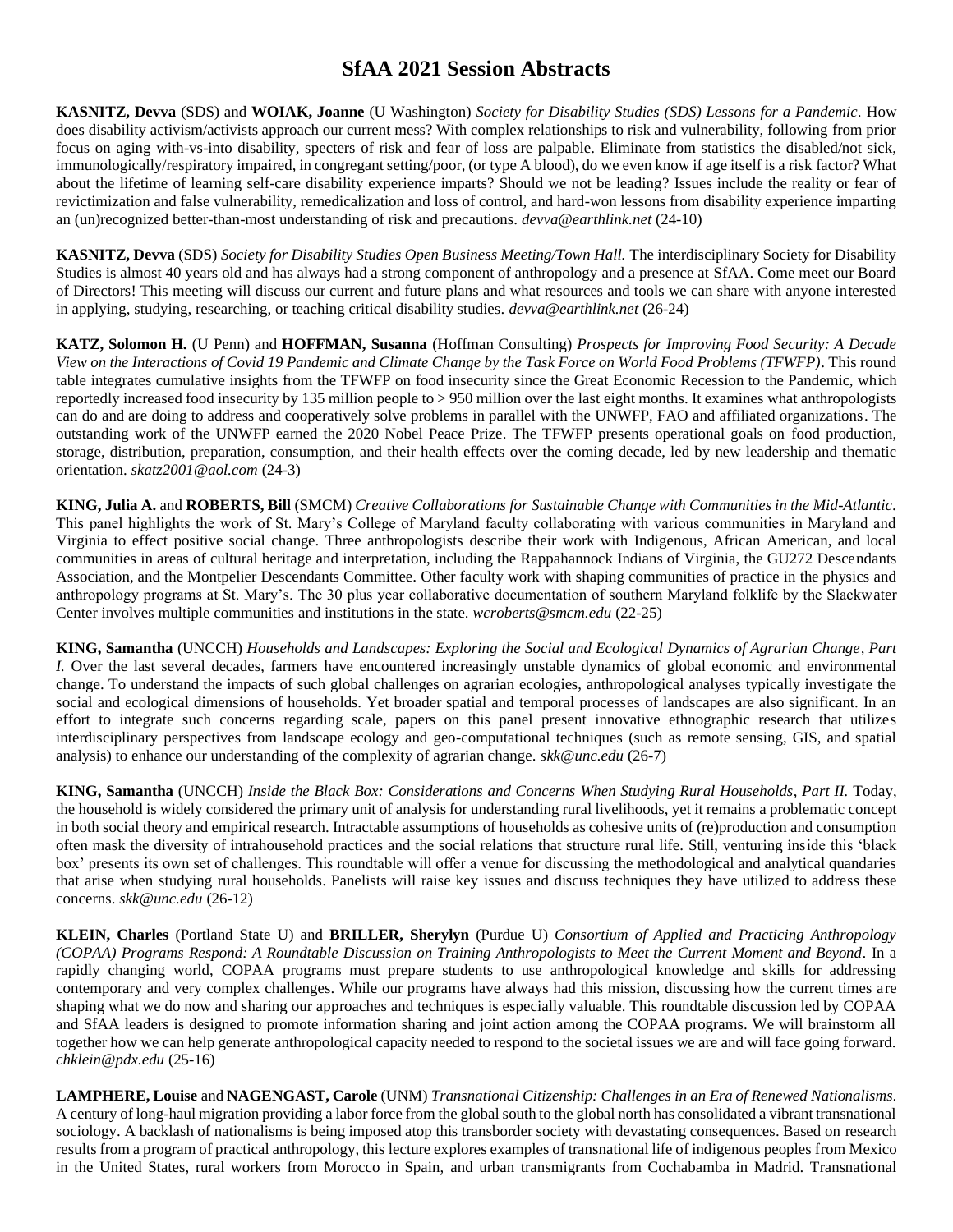# SfAA 2021 Session Abstracts

**KASNITZ, Devva** (SDS) and **WOIAK, Joanne** (U Washington) *Society for Disability Studies (SDS) Lessons for a Pandemic*. How does disability activism/activists approach our current mess? With complex relationships to risk and vulnerability, following from prior focus on aging with-vs-into disability, specters of risk and fear of loss are palpable. Eliminate from statistics the disabled/not sick, immunologically/respiratory impaired, in congregant setting/poor, (or type A blood), do we even know if age itself is a risk factor? What about the lifetime of learning self-care disability experience imparts? Should we not be leading? Issues include the reality or fear of revictimization and false vulnerability, remedicalization and loss of control, and hard-won lessons from disability experience imparting an (un)recognized better-than-most understanding of risk and precautions. *devva@earthlink.net* (24-10)

**KASNITZ, Devva** (SDS) *Society for Disability Studies Open Business Meeting/Town Hall.* The interdisciplinary Society for Disability Studies is almost 40 years old and has always had a strong component of anthropology and a presence at SfAA. Come meet our Board of Directors! This meeting will discuss our current and future plans and what resources and tools we can share with anyone interested in applying, studying, researching, or teaching critical disability studies. *devva@earthlink.net* (26-24)

**KATZ, Solomon H.** (U Penn) and **HOFFMAN, Susanna** (Hoffman Consulting) *Prospects for Improving Food Security: A Decade View on the Interactions of Covid 19 Pandemic and Climate Change by the Task Force on World Food Problems (TFWFP)*. This round table integrates cumulative insights from the TFWFP on food insecurity since the Great Economic Recession to the Pandemic, which reportedly increased food insecurity by 135 million people to > 950 million over the last eight months. It examines what anthropologists can do and are doing to address and cooperatively solve problems in parallel with the UNWFP, FAO and affiliated organizations. The outstanding work of the UNWFP earned the 2020 Nobel Peace Prize. The TFWFP presents operational goals on food production, storage, distribution, preparation, consumption, and their health effects over the coming decade, led by new leadership and thematic orientation. *skatz2001@aol.com* (24-3)

**KING, Julia A.** and **ROBERTS, Bill** (SMCM) *Creative Collaborations for Sustainable Change with Communities in the Mid-Atlantic*. This panel highlights the work of St. Mary's College of Maryland faculty collaborating with various communities in Maryland and Virginia to effect positive social change. Three anthropologists describe their work with Indigenous, African American, and local communities in areas of cultural heritage and interpretation, including the Rappahannock Indians of Virginia, the GU272 Descendants Association, and the Montpelier Descendants Committee. Other faculty work with shaping communities of practice in the physics and anthropology programs at St. Mary's. The 30 plus year collaborative documentation of southern Maryland folklife by the Slackwater Center involves multiple communities and institutions in the state. *wcroberts@smcm.edu* (22-25)

**KING, Samantha** (UNCCH) *Households and Landscapes: Exploring the Social and Ecological Dynamics of Agrarian Change, Part I.* Over the last several decades, farmers have encountered increasingly unstable dynamics of global economic and environmental change. To understand the impacts of such global challenges on agrarian ecologies, anthropological analyses typically investigate the social and ecological dimensions of households. Yet broader spatial and temporal processes of landscapes are also significant. In an effort to integrate such concerns regarding scale, papers on this panel present innovative ethnographic research that utilizes interdisciplinary perspectives from landscape ecology and geo-computational techniques (such as remote sensing, GIS, and spatial analysis) to enhance our understanding of the complexity of agrarian change. *skk@unc.edu* (26-7)

**KING, Samantha** (UNCCH) *Inside the Black Box: Considerations and Concerns When Studying Rural Households, Part II.* Today, the household is widely considered the primary unit of analysis for understanding rural livelihoods, yet it remains a problematic concept in both social theory and empirical research. Intractable assumptions of households as cohesive units of (re)production and consumption often mask the diversity of intrahousehold practices and the social relations that structure rural life. Still, venturing inside this 'black box' presents its own set of challenges. This roundtable will offer a venue for discussing the methodological and analytical quandaries that arise when studying rural households. Panelists will raise key issues and discuss techniques they have utilized to address these concerns. *skk@unc.edu* (26-12)

**KLEIN, Charles** (Portland State U) and **BRILLER, Sherylyn** (Purdue U) *Consortium of Applied and Practicing Anthropology (COPAA) Programs Respond: A Roundtable Discussion on Training Anthropologists to Meet the Current Moment and Beyond*. In a rapidly changing world, COPAA programs must prepare students to use anthropological knowledge and skills for addressing contemporary and very complex challenges. While our programs have always had this mission, discussing how the current times are shaping what we do now and sharing our approaches and techniques is especially valuable. This roundtable discussion led by COPAA and SfAA leaders is designed to promote information sharing and joint action among the COPAA programs. We will brainstorm all together how we can help generate anthropological capacity needed to respond to the societal issues we are and will face going forward. *chklein@pdx.edu* (25-16)

**LAMPHERE, Louise** and **NAGENGAST, Carole** (UNM) *Transnational Citizenship: Challenges in an Era of Renewed Nationalisms.* A century of long-haul migration providing a labor force from the global south to the global north has consolidated a vibrant transnational sociology. A backlash of nationalisms is being imposed atop this transborder society with devastating consequences. Based on research results from a program of practical anthropology, this lecture explores examples of transnational life of indigenous peoples from Mexico in the United States, rural workers from Morocco in Spain, and urban transmigrants from Cochabamba in Madrid. Transnational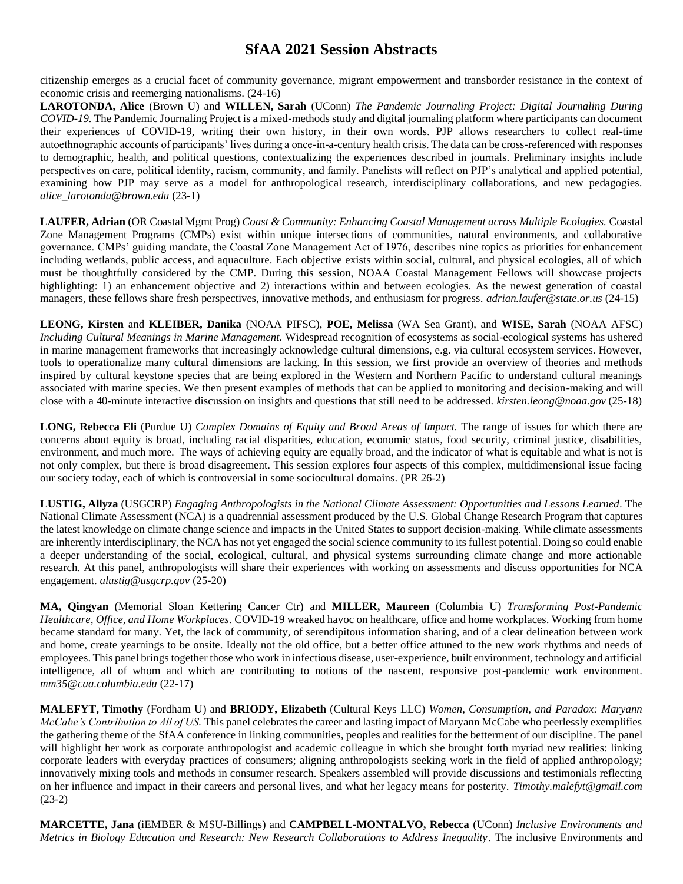citizenship emerges as a crucial facet of community governance, migrant empowerment and transborder resistance in the context of economic crisis and reemerging nationalisms. (24-16)

**LAROTONDA, Alice** (Brown U) and **WILLEN, Sarah** (UConn) *The Pandemic Journaling Project: Digital Journaling During COVID-19.* The Pandemic Journaling Project is a mixed-methods study and digital journaling platform where participants can document their experiences of COVID-19, writing their own history, in their own words. PJP allows researchers to collect real-time autoethnographic accounts of participants' lives during a once-in-a-century health crisis. The data can be cross-referenced with responses to demographic, health, and political questions, contextualizing the experiences described in journals. Preliminary insights include perspectives on care, political identity, racism, community, and family. Panelists will reflect on PJP's analytical and applied potential, examining how PJP may serve as a model for anthropological research, interdisciplinary collaborations, and new pedagogies. *alice_larotonda@brown.edu* (23-1)

**LAUFER, Adrian** (OR Coastal Mgmt Prog) *Coast & Community: Enhancing Coastal Management across Multiple Ecologies.* Coastal Zone Management Programs (CMPs) exist within unique intersections of communities, natural environments, and collaborative governance. CMPs' guiding mandate, the Coastal Zone Management Act of 1976, describes nine topics as priorities for enhancement including wetlands, public access, and aquaculture. Each objective exists within social, cultural, and physical ecologies, all of which must be thoughtfully considered by the CMP. During this session, NOAA Coastal Management Fellows will showcase projects highlighting: 1) an enhancement objective and 2) interactions within and between ecologies. As the newest generation of coastal managers, these fellows share fresh perspectives, innovative methods, and enthusiasm for progress. *adrian.laufer@state.or.us* (24-15)

**LEONG, Kirsten** and **KLEIBER, Danika** (NOAA PIFSC), **POE, Melissa** (WA Sea Grant), and **WISE, Sarah** (NOAA AFSC) *Including Cultural Meanings in Marine Management*. Widespread recognition of ecosystems as social-ecological systems has ushered in marine management frameworks that increasingly acknowledge cultural dimensions, e.g. via cultural ecosystem services. However, tools to operationalize many cultural dimensions are lacking. In this session, we first provide an overview of theories and methods inspired by cultural keystone species that are being explored in the Western and Northern Pacific to understand cultural meanings associated with marine species. We then present examples of methods that can be applied to monitoring and decision-making and will close with a 40-minute interactive discussion on insights and questions that still need to be addressed. *kirsten.leong@noaa.gov* (25-18)

**LONG, Rebecca Eli** (Purdue U) *Complex Domains of Equity and Broad Areas of Impact.* The range of issues for which there are concerns about equity is broad, including racial disparities, education, economic status, food security, criminal justice, disabilities, environment, and much more. The ways of achieving equity are equally broad, and the indicator of what is equitable and what is not is not only complex, but there is broad disagreement. This session explores four aspects of this complex, multidimensional issue facing our society today, each of which is controversial in some sociocultural domains. (PR 26-2)

**LUSTIG, Allyza** (USGCRP) *Engaging Anthropologists in the National Climate Assessment: Opportunities and Lessons Learned*. The National Climate Assessment (NCA) is a quadrennial assessment produced by the U.S. Global Change Research Program that captures the latest knowledge on climate change science and impacts in the United States to support decision-making. While climate assessments are inherently interdisciplinary, the NCA has not yet engaged the social science community to its fullest potential. Doing so could enable a deeper understanding of the social, ecological, cultural, and physical systems surrounding climate change and more actionable research. At this panel, anthropologists will share their experiences with working on assessments and discuss opportunities for NCA engagement. *alustig@usgcrp.gov* (25-20)

**MA, Qingyan** (Memorial Sloan Kettering Cancer Ctr) and **MILLER, Maureen** (Columbia U) *Transforming Post-Pandemic Healthcare, Office, and Home Workplaces*. COVID-19 wreaked havoc on healthcare, office and home workplaces. Working from home became standard for many. Yet, the lack of community, of serendipitous information sharing, and of a clear delineation between work and home, create yearnings to be onsite. Ideally not the old office, but a better office attuned to the new work rhythms and needs of employees. This panel brings together those who work in infectious disease, user-experience, built environment, technology and artificial intelligence, all of whom and which are contributing to notions of the nascent, responsive post-pandemic work environment. *mm35@caa.columbia.edu* (22-17)

**MALEFYT, Timothy** (Fordham U) and **BRIODY, Elizabeth** (Cultural Keys LLC) *Women, Consumption, and Paradox: Maryann McCabe's Contribution to All of US.* This panel celebrates the career and lasting impact of Maryann McCabe who peerlessly exemplifies the gathering theme of the SfAA conference in linking communities, peoples and realities for the betterment of our discipline. The panel will highlight her work as corporate anthropologist and academic colleague in which she brought forth myriad new realities: linking corporate leaders with everyday practices of consumers; aligning anthropologists seeking work in the field of applied anthropology; innovatively mixing tools and methods in consumer research. Speakers assembled will provide discussions and testimonials reflecting on her influence and impact in their careers and personal lives, and what her legacy means for posterity. *Timothy.malefyt@gmail.com* (23-2)

**MARCETTE, Jana** (iEMBER & MSU-Billings) and **CAMPBELL-MONTALVO, Rebecca** (UConn) *Inclusive Environments and Metrics in Biology Education and Research: New Research Collaborations to Address Inequality*. The inclusive Environments and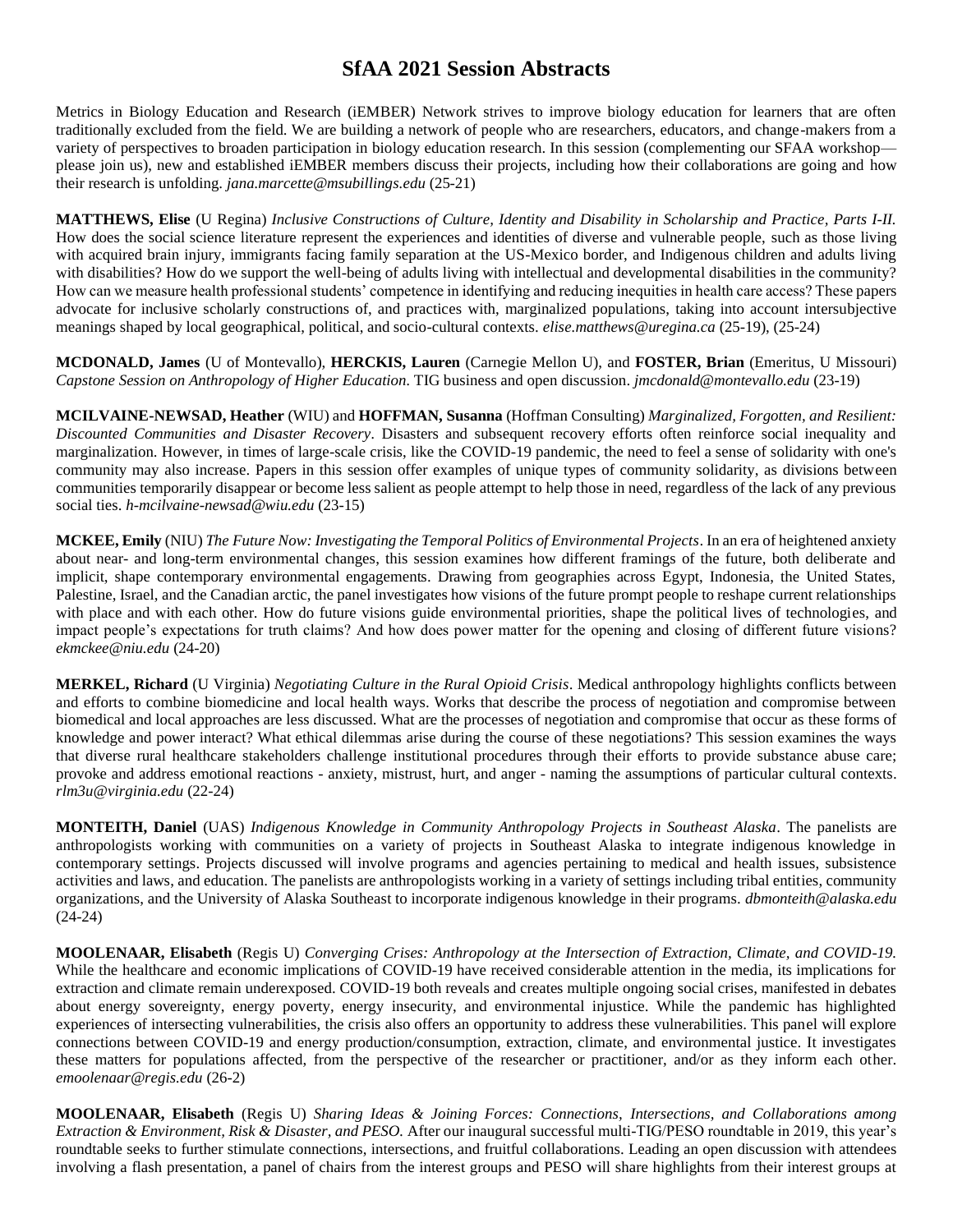Metrics in Biology Education and Research (iEMBER) Network strives to improve biology education for learners that are often traditionally excluded from the field. We are building a network of people who are researchers, educators, and change-makers from a variety of perspectives to broaden participation in biology education research. In this session (complementing our SFAA workshop—please join us), new and established iEMBER members discuss their projects, including how their collaborations are going and how their research is unfolding. *jana.marcette@msubillings.edu* (25-21)

**MATTHEWS, Elise** (U Regina) *Inclusive Constructions of Culture, Identity and Disability in Scholarship and Practice, Parts I-II.* How does the social science literature represent the experiences and identities of diverse and vulnerable people, such as those living with acquired brain injury, immigrants facing family separation at the US-Mexico border, and Indigenous children and adults living with disabilities? How do we support the well-being of adults living with intellectual and developmental disabilities in the community? How can we measure health professional students' competence in identifying and reducing inequities in health care access? These papers advocate for inclusive scholarly constructions of, and practices with, marginalized populations, taking into account intersubjective meanings shaped by local geographical, political, and socio-cultural contexts. *elise.matthews@uregina.ca* (25-19), (25-24)

**MCDONALD, James** (U of Montevallo), **HERCKIS, Lauren** (Carnegie Mellon U), and **FOSTER, Brian** (Emeritus, U Missouri) *Capstone Session on Anthropology of Higher Education.* TIG business and open discussion. *jmcdonald@montevallo.edu* (23-19)

**MCILVAINE-NEWSAD, Heather** (WIU) and **HOFFMAN, Susanna** (Hoffman Consulting) *Marginalized, Forgotten, and Resilient: Discounted Communities and Disaster Recovery*. Disasters and subsequent recovery efforts often reinforce social inequality and marginalization. However, in times of large-scale crisis, like the COVID-19 pandemic, the need to feel a sense of solidarity with one's community may also increase. Papers in this session offer examples of unique types of community solidarity, as divisions between communities temporarily disappear or become less salient as people attempt to help those in need, regardless of the lack of any previous social ties. *h-mcilvaine-newsad@wiu.edu* (23-15)

**MCKEE, Emily** (NIU) *The Future Now: Investigating the Temporal Politics of Environmental Projects*. In an era of heightened anxiety about near- and long-term environmental changes, this session examines how different framings of the future, both deliberate and implicit, shape contemporary environmental engagements. Drawing from geographies across Egypt, Indonesia, the United States, Palestine, Israel, and the Canadian arctic, the panel investigates how visions of the future prompt people to reshape current relationships with place and with each other. How do future visions guide environmental priorities, shape the political lives of technologies, and impact people's expectations for truth claims? And how does power matter for the opening and closing of different future visions? *ekmckee@niu.edu* (24-20)

**MERKEL, Richard** (U Virginia) *Negotiating Culture in the Rural Opioid Crisis*. Medical anthropology highlights conflicts between and efforts to combine biomedicine and local health ways. Works that describe the process of negotiation and compromise between biomedical and local approaches are less discussed. What are the processes of negotiation and compromise that occur as these forms of knowledge and power interact? What ethical dilemmas arise during the course of these negotiations? This session examines the ways that diverse rural healthcare stakeholders challenge institutional procedures through their efforts to provide substance abuse care; provoke and address emotional reactions - anxiety, mistrust, hurt, and anger - naming the assumptions of particular cultural contexts. *rlm3u@virginia.edu* (22-24)

**MONTEITH, Daniel** (UAS) *Indigenous Knowledge in Community Anthropology Projects in Southeast Alaska*. The panelists are anthropologists working with communities on a variety of projects in Southeast Alaska to integrate indigenous knowledge in contemporary settings. Projects discussed will involve programs and agencies pertaining to medical and health issues, subsistence activities and laws, and education. The panelists are anthropologists working in a variety of settings including tribal entities, community organizations, and the University of Alaska Southeast to incorporate indigenous knowledge in their programs. *dbmonteith@alaska.edu* (24-24)

**MOOLENAAR, Elisabeth** (Regis U) *Converging Crises: Anthropology at the Intersection of Extraction, Climate, and COVID-19.* While the healthcare and economic implications of COVID-19 have received considerable attention in the media, its implications for extraction and climate remain underexposed. COVID-19 both reveals and creates multiple ongoing social crises, manifested in debates about energy sovereignty, energy poverty, energy insecurity, and environmental injustice. While the pandemic has highlighted experiences of intersecting vulnerabilities, the crisis also offers an opportunity to address these vulnerabilities. This panel will explore connections between COVID-19 and energy production/consumption, extraction, climate, and environmental justice. It investigates these matters for populations affected, from the perspective of the researcher or practitioner, and/or as they inform each other. *emoolenaar@regis.edu* (26-2)

**MOOLENAAR, Elisabeth** (Regis U) *Sharing Ideas & Joining Forces: Connections, Intersections, and Collaborations among Extraction & Environment, Risk & Disaster, and PESO.* After our inaugural successful multi-TIG/PESO roundtable in 2019, this year's roundtable seeks to further stimulate connections, intersections, and fruitful collaborations. Leading an open discussion with attendees involving a flash presentation, a panel of chairs from the interest groups and PESO will share highlights from their interest groups at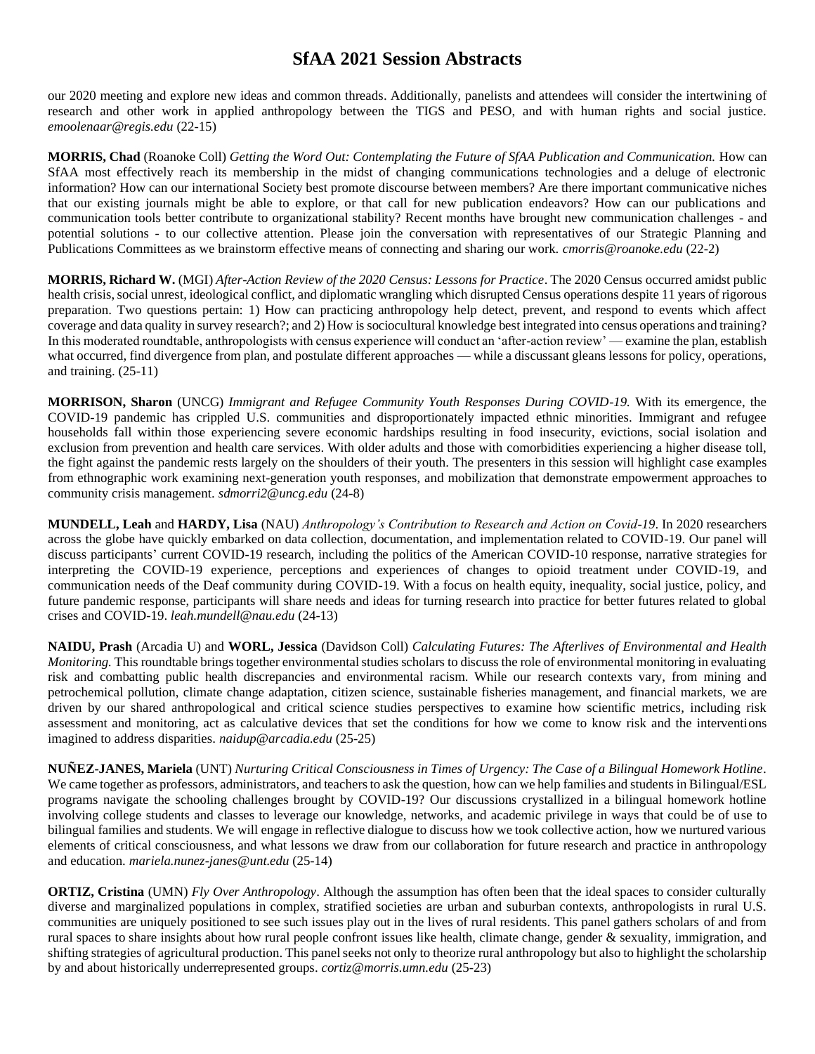our 2020 meeting and explore new ideas and common threads. Additionally, panelists and attendees will consider the intertwining of research and other work in applied anthropology between the TIGS and PESO, and with human rights and social justice. *emoolenaar@regis.edu* (22-15)

**MORRIS, Chad** (Roanoke Coll) *Getting the Word Out: Contemplating the Future of SfAA Publication and Communication.* How can SfAA most effectively reach its membership in the midst of changing communications technologies and a deluge of electronic information? How can our international Society best promote discourse between members? Are there important communicative niches that our existing journals might be able to explore, or that call for new publication endeavors? How can our publications and communication tools better contribute to organizational stability? Recent months have brought new communication challenges - and potential solutions - to our collective attention. Please join the conversation with representatives of our Strategic Planning and Publications Committees as we brainstorm effective means of connecting and sharing our work. *cmorris@roanoke.edu* (22-2)

**MORRIS, Richard W.** (MGI) *After-Action Review of the 2020 Census: Lessons for Practice*. The 2020 Census occurred amidst public health crisis, social unrest, ideological conflict, and diplomatic wrangling which disrupted Census operations despite 11 years of rigorous preparation. Two questions pertain: 1) How can practicing anthropology help detect, prevent, and respond to events which affect coverage and data quality in survey research?; and 2) How is sociocultural knowledge best integrated into census operations and training? In this moderated roundtable, anthropologists with census experience will conduct an 'after-action review' — examine the plan, establish what occurred, find divergence from plan, and postulate different approaches — while a discussant gleans lessons for policy, operations, and training. (25-11)

**MORRISON, Sharon** (UNCG) *Immigrant and Refugee Community Youth Responses During COVID-19.* With its emergence, the COVID-19 pandemic has crippled U.S. communities and disproportionately impacted ethnic minorities. Immigrant and refugee households fall within those experiencing severe economic hardships resulting in food insecurity, evictions, social isolation and exclusion from prevention and health care services. With older adults and those with comorbidities experiencing a higher disease toll, the fight against the pandemic rests largely on the shoulders of their youth. The presenters in this session will highlight case examples from ethnographic work examining next-generation youth responses, and mobilization that demonstrate empowerment approaches to community crisis management. *sdmorri2@uncg.edu* (24-8)

**MUNDELL, Leah** and **HARDY, Lisa** (NAU) *Anthropology's Contribution to Research and Action on Covid-19*. In 2020 researchers across the globe have quickly embarked on data collection, documentation, and implementation related to COVID-19. Our panel will discuss participants' current COVID-19 research, including the politics of the American COVID-10 response, narrative strategies for interpreting the COVID-19 experience, perceptions and experiences of changes to opioid treatment under COVID-19, and communication needs of the Deaf community during COVID-19. With a focus on health equity, inequality, social justice, policy, and future pandemic response, participants will share needs and ideas for turning research into practice for better futures related to global crises and COVID-19. *leah.mundell@nau.edu* (24-13)

**NAIDU, Prash** (Arcadia U) and **WORL, Jessica** (Davidson Coll) *Calculating Futures: The Afterlives of Environmental and Health Monitoring.* This roundtable brings together environmental studies scholars to discuss the role of environmental monitoring in evaluating risk and combatting public health discrepancies and environmental racism. While our research contexts vary, from mining and petrochemical pollution, climate change adaptation, citizen science, sustainable fisheries management, and financial markets, we are driven by our shared anthropological and critical science studies perspectives to examine how scientific metrics, including risk assessment and monitoring, act as calculative devices that set the conditions for how we come to know risk and the interventions imagined to address disparities. *naidup@arcadia.edu* (25-25)

**NUÑEZ-JANES, Mariela** (UNT) *Nurturing Critical Consciousness in Times of Urgency: The Case of a Bilingual Homework Hotline*. We came together as professors, administrators, and teachers to ask the question, how can we help families and students in Bilingual/ESL programs navigate the schooling challenges brought by COVID-19? Our discussions crystallized in a bilingual homework hotline involving college students and classes to leverage our knowledge, networks, and academic privilege in ways that could be of use to bilingual families and students. We will engage in reflective dialogue to discuss how we took collective action, how we nurtured various elements of critical consciousness, and what lessons we draw from our collaboration for future research and practice in anthropology and education. *mariela.nunez-janes@unt.edu* (25-14)

**ORTIZ, Cristina** (UMN) *Fly Over Anthropology*. Although the assumption has often been that the ideal spaces to consider culturally diverse and marginalized populations in complex, stratified societies are urban and suburban contexts, anthropologists in rural U.S. communities are uniquely positioned to see such issues play out in the lives of rural residents. This panel gathers scholars of and from rural spaces to share insights about how rural people confront issues like health, climate change, gender & sexuality, immigration, and shifting strategies of agricultural production. This panel seeks not only to theorize rural anthropology but also to highlight the scholarship by and about historically underrepresented groups. *cortiz@morris.umn.edu* (25-23)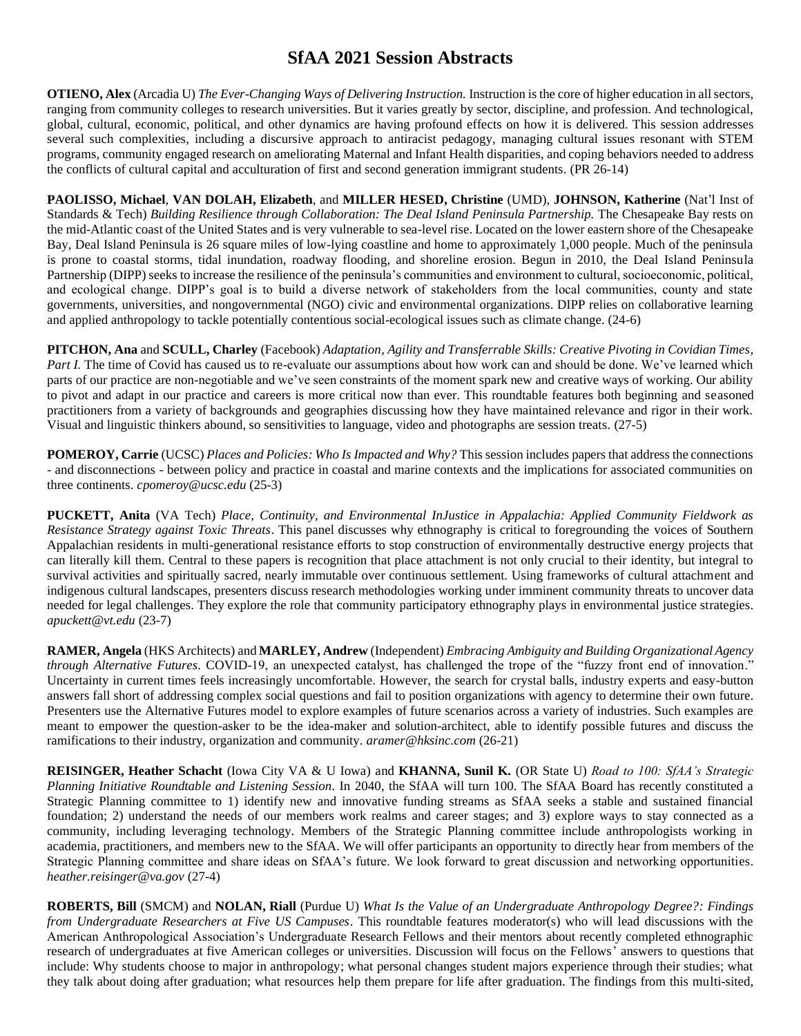# SfAA 2021 Session Abstracts

**OTIENO, Alex** (Arcadia U) *The Ever-Changing Ways of Delivering Instruction.* Instruction is the core of higher education in all sectors, ranging from community colleges to research universities. But it varies greatly by sector, discipline, and profession. And technological, global, cultural, economic, political, and other dynamics are having profound effects on how it is delivered. This session addresses several such complexities, including a discursive approach to antiracist pedagogy, managing cultural issues resonant with STEM programs, community engaged research on ameliorating Maternal and Infant Health disparities, and coping behaviors needed to address the conflicts of cultural capital and acculturation of first and second generation immigrant students. (PR 26-14)

**PAOLISSO, Michael**, **VAN DOLAH, Elizabeth**, and **MILLER HESED, Christine** (UMD), **JOHNSON, Katherine** (Nat'l Inst of Standards & Tech) *Building Resilience through Collaboration: The Deal Island Peninsula Partnership.* The Chesapeake Bay rests on the mid-Atlantic coast of the United States and is very vulnerable to sea-level rise. Located on the lower eastern shore of the Chesapeake Bay, Deal Island Peninsula is 26 square miles of low-lying coastline and home to approximately 1,000 people. Much of the peninsula is prone to coastal storms, tidal inundation, roadway flooding, and shoreline erosion. Begun in 2010, the Deal Island Peninsula Partnership (DIPP) seeks to increase the resilience of the peninsula's communities and environment to cultural, socioeconomic, political, and ecological change. DIPP's goal is to build a diverse network of stakeholders from the local communities, county and state governments, universities, and nongovernmental (NGO) civic and environmental organizations. DIPP relies on collaborative learning and applied anthropology to tackle potentially contentious social-ecological issues such as climate change. (24-6)

**PITCHON, Ana** and **SCULL, Charley** (Facebook) *Adaptation, Agility and Transferrable Skills: Creative Pivoting in Covidian Times, Part I.* The time of Covid has caused us to re-evaluate our assumptions about how work can and should be done. We've learned which parts of our practice are non-negotiable and we've seen constraints of the moment spark new and creative ways of working. Our ability to pivot and adapt in our practice and careers is more critical now than ever. This roundtable features both beginning and seasoned practitioners from a variety of backgrounds and geographies discussing how they have maintained relevance and rigor in their work. Visual and linguistic thinkers abound, so sensitivities to language, video and photographs are session treats. (27-5)

**POMEROY, Carrie** (UCSC) *Places and Policies: Who Is Impacted and Why?* This session includes papers that address the connections - and disconnections - between policy and practice in coastal and marine contexts and the implications for associated communities on three continents. *cpomeroy@ucsc.edu* (25-3)

**PUCKETT, Anita** (VA Tech) *Place, Continuity, and Environmental InJustice in Appalachia: Applied Community Fieldwork as Resistance Strategy against Toxic Threats*. This panel discusses why ethnography is critical to foregrounding the voices of Southern Appalachian residents in multi-generational resistance efforts to stop construction of environmentally destructive energy projects that can literally kill them. Central to these papers is recognition that place attachment is not only crucial to their identity, but integral to survival activities and spiritually sacred, nearly immutable over continuous settlement. Using frameworks of cultural attachment and indigenous cultural landscapes, presenters discuss research methodologies working under imminent community threats to uncover data needed for legal challenges. They explore the role that community participatory ethnography plays in environmental justice strategies. *apuckett@vt.edu* (23-7)

**RAMER, Angela** (HKS Architects) and **MARLEY, Andrew** (Independent) *Embracing Ambiguity and Building Organizational Agency through Alternative Futures*. COVID-19, an unexpected catalyst, has challenged the trope of the "fuzzy front end of innovation." Uncertainty in current times feels increasingly uncomfortable. However, the search for crystal balls, industry experts and easy-button answers fall short of addressing complex social questions and fail to position organizations with agency to determine their own future. Presenters use the Alternative Futures model to explore examples of future scenarios across a variety of industries. Such examples are meant to empower the question-asker to be the idea-maker and solution-architect, able to identify possible futures and discuss the ramifications to their industry, organization and community. *aramer@hksinc.com* (26-21)

**REISINGER, Heather Schacht** (Iowa City VA & U Iowa) and **KHANNA, Sunil K.** (OR State U) *Road to 100: SfAA's Strategic Planning Initiative Roundtable and Listening Session*. In 2040, the SfAA will turn 100. The SfAA Board has recently constituted a Strategic Planning committee to 1) identify new and innovative funding streams as SfAA seeks a stable and sustained financial foundation; 2) understand the needs of our members work realms and career stages; and 3) explore ways to stay connected as a community, including leveraging technology. Members of the Strategic Planning committee include anthropologists working in academia, practitioners, and members new to the SfAA. We will offer participants an opportunity to directly hear from members of the Strategic Planning committee and share ideas on SfAA's future. We look forward to great discussion and networking opportunities. *heather.reisinger@va.gov* (27-4)

**ROBERTS, Bill** (SMCM) and **NOLAN, Riall** (Purdue U) *What Is the Value of an Undergraduate Anthropology Degree?: Findings from Undergraduate Researchers at Five US Campuses*. This roundtable features moderator(s) who will lead discussions with the American Anthropological Association's Undergraduate Research Fellows and their mentors about recently completed ethnographic research of undergraduates at five American colleges or universities. Discussion will focus on the Fellows' answers to questions that include: Why students choose to major in anthropology; what personal changes student majors experience through their studies; what they talk about doing after graduation; what resources help them prepare for life after graduation. The findings from this multi-sited,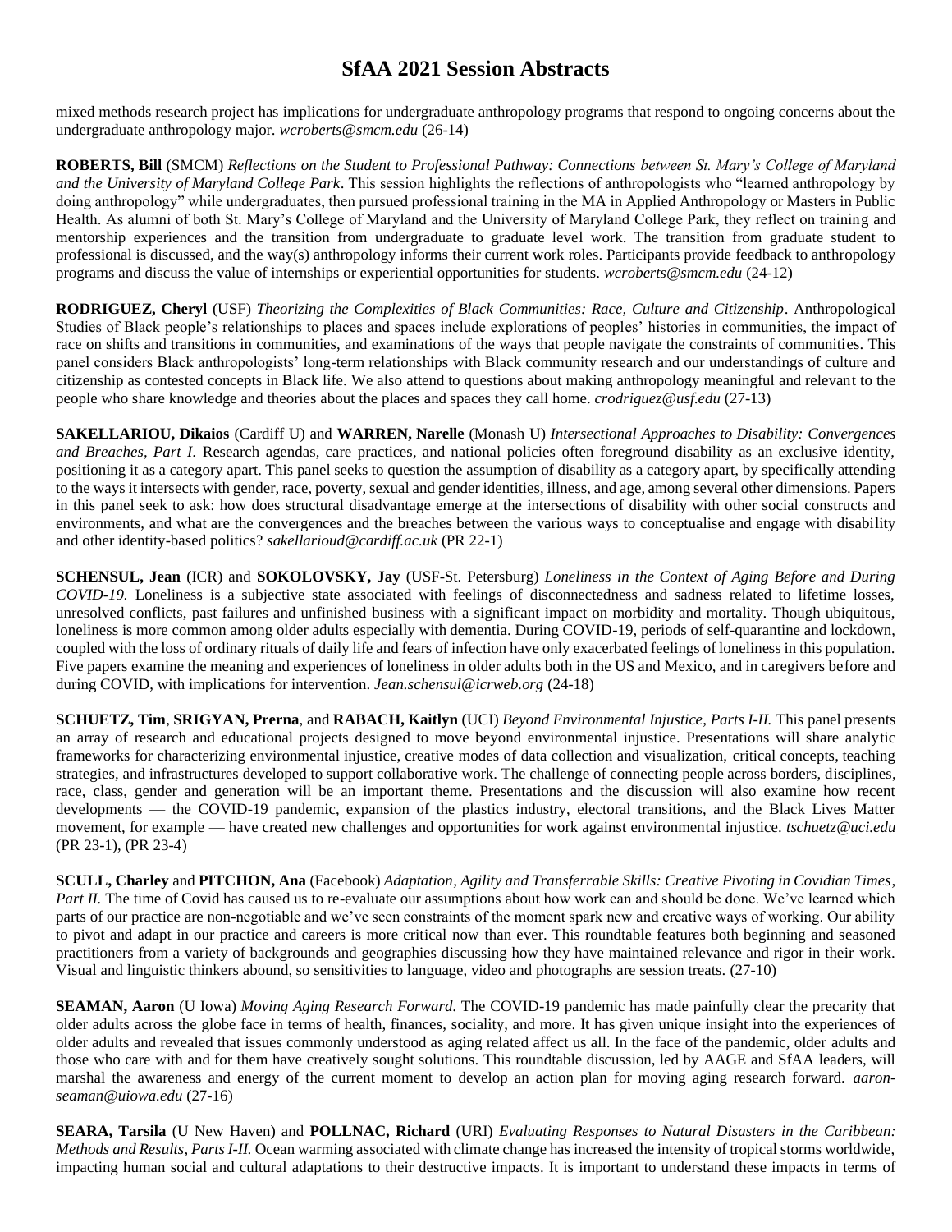mixed methods research project has implications for undergraduate anthropology programs that respond to ongoing concerns about the undergraduate anthropology major. *wcroberts@smcm.edu* (26-14)

**ROBERTS, Bill** (SMCM) *Reflections on the Student to Professional Pathway: Connections between St. Mary's College of Maryland and the University of Maryland College Park*. This session highlights the reflections of anthropologists who "learned anthropology by doing anthropology" while undergraduates, then pursued professional training in the MA in Applied Anthropology or Masters in Public Health. As alumni of both St. Mary's College of Maryland and the University of Maryland College Park, they reflect on training and mentorship experiences and the transition from undergraduate to graduate level work. The transition from graduate student to professional is discussed, and the way(s) anthropology informs their current work roles. Participants provide feedback to anthropology programs and discuss the value of internships or experiential opportunities for students. *wcroberts@smcm.edu* (24-12)

**RODRIGUEZ, Cheryl** (USF) *Theorizing the Complexities of Black Communities: Race, Culture and Citizenship*. Anthropological Studies of Black people's relationships to places and spaces include explorations of peoples' histories in communities, the impact of race on shifts and transitions in communities, and examinations of the ways that people navigate the constraints of communities. This panel considers Black anthropologists' long-term relationships with Black community research and our understandings of culture and citizenship as contested concepts in Black life. We also attend to questions about making anthropology meaningful and relevant to the people who share knowledge and theories about the places and spaces they call home. *crodriguez@usf.edu* (27-13)

**SAKELLARIOU, Dikaios** (Cardiff U) and **WARREN, Narelle** (Monash U) *Intersectional Approaches to Disability: Convergences and Breaches, Part I*. Research agendas, care practices, and national policies often foreground disability as an exclusive identity, positioning it as a category apart. This panel seeks to question the assumption of disability as a category apart, by specifically attending to the ways it intersects with gender, race, poverty, sexual and gender identities, illness, and age, among several other dimensions. Papers in this panel seek to ask: how does structural disadvantage emerge at the intersections of disability with other social constructs and environments, and what are the convergences and the breaches between the various ways to conceptualise and engage with disability and other identity-based politics? *sakellarioud@cardiff.ac.uk* (PR 22-1)

**SCHENSUL, Jean** (ICR) and **SOKOLOVSKY, Jay** (USF-St. Petersburg) *Loneliness in the Context of Aging Before and During COVID-19*. Loneliness is a subjective state associated with feelings of disconnectedness and sadness related to lifetime losses, unresolved conflicts, past failures and unfinished business with a significant impact on morbidity and mortality. Though ubiquitous, loneliness is more common among older adults especially with dementia. During COVID-19, periods of self-quarantine and lockdown, coupled with the loss of ordinary rituals of daily life and fears of infection have only exacerbated feelings of loneliness in this population. Five papers examine the meaning and experiences of loneliness in older adults both in the US and Mexico, and in caregivers before and during COVID, with implications for intervention. *Jean.schensul@icrweb.org* (24-18)

**SCHUETZ, Tim**, **SRIGYAN, Prerna**, and **RABACH, Kaitlyn** (UCI) *Beyond Environmental Injustice, Parts I-II*. This panel presents an array of research and educational projects designed to move beyond environmental injustice. Presentations will share analytic frameworks for characterizing environmental injustice, creative modes of data collection and visualization, critical concepts, teaching strategies, and infrastructures developed to support collaborative work. The challenge of connecting people across borders, disciplines, race, class, gender and generation will be an important theme. Presentations and the discussion will also examine how recent developments — the COVID-19 pandemic, expansion of the plastics industry, electoral transitions, and the Black Lives Matter movement, for example — have created new challenges and opportunities for work against environmental injustice. *tschuetz@uci.edu* (PR 23-1), (PR 23-4)

**SCULL, Charley** and **PITCHON, Ana** (Facebook) *Adaptation, Agility and Transferrable Skills: Creative Pivoting in Covidian Times, Part II*. The time of Covid has caused us to re-evaluate our assumptions about how work can and should be done. We've learned which parts of our practice are non-negotiable and we've seen constraints of the moment spark new and creative ways of working. Our ability to pivot and adapt in our practice and careers is more critical now than ever. This roundtable features both beginning and seasoned practitioners from a variety of backgrounds and geographies discussing how they have maintained relevance and rigor in their work. Visual and linguistic thinkers abound, so sensitivities to language, video and photographs are session treats. (27-10)

**SEAMAN, Aaron** (U Iowa) *Moving Aging Research Forward*. The COVID-19 pandemic has made painfully clear the precarity that older adults across the globe face in terms of health, finances, sociality, and more. It has given unique insight into the experiences of older adults and revealed that issues commonly understood as aging related affect us all. In the face of the pandemic, older adults and those who care with and for them have creatively sought solutions. This roundtable discussion, led by AAGE and SfAA leaders, will marshal the awareness and energy of the current moment to develop an action plan for moving aging research forward. *aaron-seaman@uiowa.edu* (27-16)

**SEARA, Tarsila** (U New Haven) and **POLLNAC, Richard** (URI) *Evaluating Responses to Natural Disasters in the Caribbean: Methods and Results, Parts I-II*. Ocean warming associated with climate change has increased the intensity of tropical storms worldwide, impacting human social and cultural adaptations to their destructive impacts. It is important to understand these impacts in terms of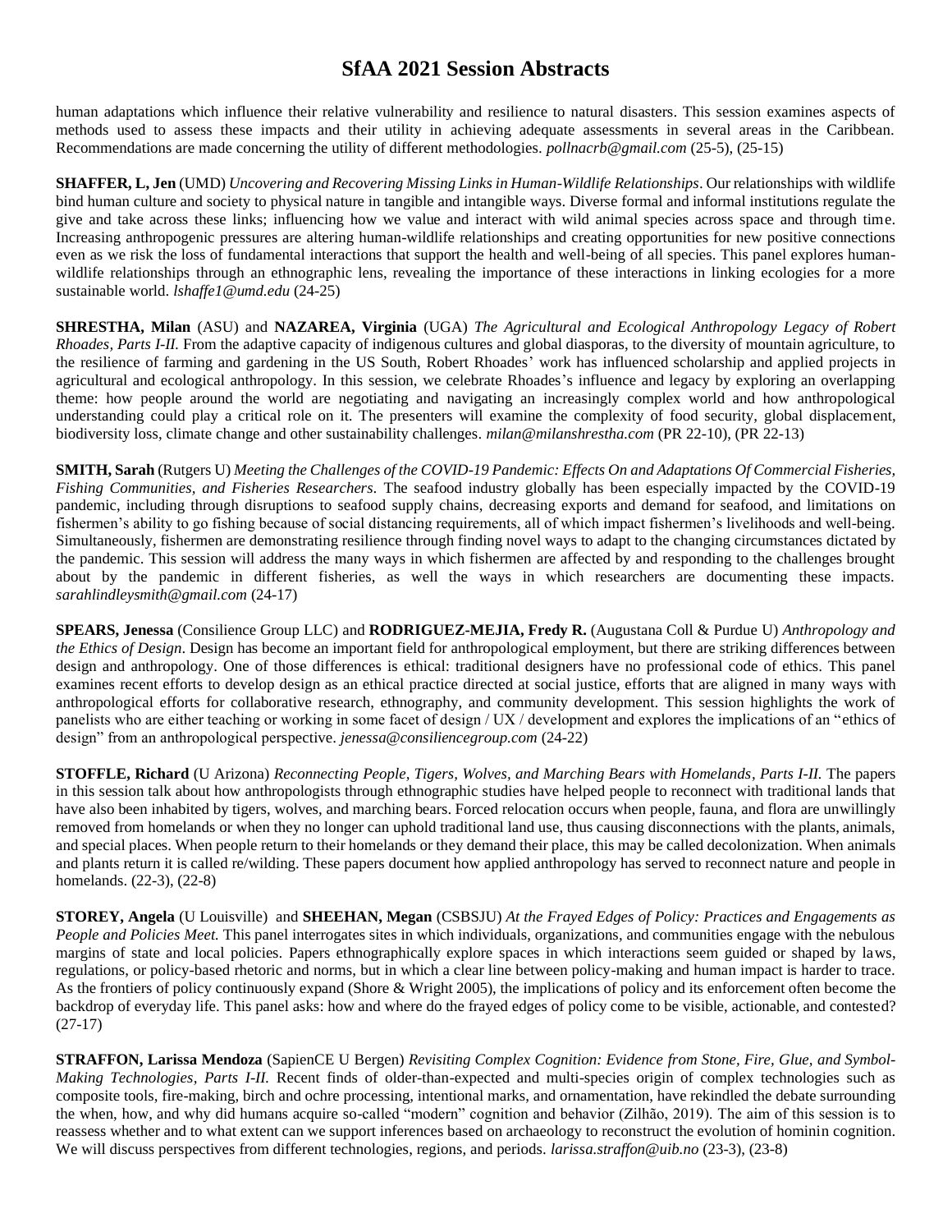human adaptations which influence their relative vulnerability and resilience to natural disasters. This session examines aspects of methods used to assess these impacts and their utility in achieving adequate assessments in several areas in the Caribbean. Recommendations are made concerning the utility of different methodologies. *pollnacrb@gmail.com* (25-5), (25-15)

**SHAFFER, L, Jen** (UMD) *Uncovering and Recovering Missing Links in Human-Wildlife Relationships*. Our relationships with wildlife bind human culture and society to physical nature in tangible and intangible ways. Diverse formal and informal institutions regulate the give and take across these links; influencing how we value and interact with wild animal species across space and through time. Increasing anthropogenic pressures are altering human-wildlife relationships and creating opportunities for new positive connections even as we risk the loss of fundamental interactions that support the health and well-being of all species. This panel explores human-wildlife relationships through an ethnographic lens, revealing the importance of these interactions in linking ecologies for a more sustainable world. *lshaffe1@umd.edu* (24-25)

**SHRESTHA, Milan** (ASU) and **NAZAREA, Virginia** (UGA) *The Agricultural and Ecological Anthropology Legacy of Robert Rhoades, Parts I-II.* From the adaptive capacity of indigenous cultures and global diasporas, to the diversity of mountain agriculture, to the resilience of farming and gardening in the US South, Robert Rhoades' work has influenced scholarship and applied projects in agricultural and ecological anthropology. In this session, we celebrate Rhoades's influence and legacy by exploring an overlapping theme: how people around the world are negotiating and navigating an increasingly complex world and how anthropological understanding could play a critical role on it. The presenters will examine the complexity of food security, global displacement, biodiversity loss, climate change and other sustainability challenges. *milan@milanshrestha.com* (PR 22-10), (PR 22-13)

**SMITH, Sarah** (Rutgers U) *Meeting the Challenges of the COVID-19 Pandemic: Effects On and Adaptations Of Commercial Fisheries, Fishing Communities, and Fisheries Researchers.* The seafood industry globally has been especially impacted by the COVID-19 pandemic, including through disruptions to seafood supply chains, decreasing exports and demand for seafood, and limitations on fishermen's ability to go fishing because of social distancing requirements, all of which impact fishermen's livelihoods and well-being. Simultaneously, fishermen are demonstrating resilience through finding novel ways to adapt to the changing circumstances dictated by the pandemic. This session will address the many ways in which fishermen are affected by and responding to the challenges brought about by the pandemic in different fisheries, as well the ways in which researchers are documenting these impacts. *sarahlindleysmith@gmail.com* (24-17)

**SPEARS, Jenessa** (Consilience Group LLC) and **RODRIGUEZ-MEJIA, Fredy R.** (Augustana Coll & Purdue U) *Anthropology and the Ethics of Design*. Design has become an important field for anthropological employment, but there are striking differences between design and anthropology. One of those differences is ethical: traditional designers have no professional code of ethics. This panel examines recent efforts to develop design as an ethical practice directed at social justice, efforts that are aligned in many ways with anthropological efforts for collaborative research, ethnography, and community development. This session highlights the work of panelists who are either teaching or working in some facet of design / UX / development and explores the implications of an "ethics of design" from an anthropological perspective. *jenessa@consiliencegroup.com* (24-22)

**STOFFLE, Richard** (U Arizona) *Reconnecting People, Tigers, Wolves, and Marching Bears with Homelands, Parts I-II.* The papers in this session talk about how anthropologists through ethnographic studies have helped people to reconnect with traditional lands that have also been inhabited by tigers, wolves, and marching bears. Forced relocation occurs when people, fauna, and flora are unwillingly removed from homelands or when they no longer can uphold traditional land use, thus causing disconnections with the plants, animals, and special places. When people return to their homelands or they demand their place, this may be called decolonization. When animals and plants return it is called re/wilding. These papers document how applied anthropology has served to reconnect nature and people in homelands. (22-3), (22-8)

**STOREY, Angela** (U Louisville) and **SHEEHAN, Megan** (CSBSJU) *At the Frayed Edges of Policy: Practices and Engagements as People and Policies Meet.* This panel interrogates sites in which individuals, organizations, and communities engage with the nebulous margins of state and local policies. Papers ethnographically explore spaces in which interactions seem guided or shaped by laws, regulations, or policy-based rhetoric and norms, but in which a clear line between policy-making and human impact is harder to trace. As the frontiers of policy continuously expand (Shore & Wright 2005), the implications of policy and its enforcement often become the backdrop of everyday life. This panel asks: how and where do the frayed edges of policy come to be visible, actionable, and contested? (27-17)

**STRAFFON, Larissa Mendoza** (SapienCE U Bergen) *Revisiting Complex Cognition: Evidence from Stone, Fire, Glue, and Symbol-Making Technologies, Parts I-II.* Recent finds of older-than-expected and multi-species origin of complex technologies such as composite tools, fire-making, birch and ochre processing, intentional marks, and ornamentation, have rekindled the debate surrounding the when, how, and why did humans acquire so-called "modern" cognition and behavior (Zilhão, 2019). The aim of this session is to reassess whether and to what extent can we support inferences based on archaeology to reconstruct the evolution of hominin cognition. We will discuss perspectives from different technologies, regions, and periods. *larissa.straffon@uib.no* (23-3), (23-8)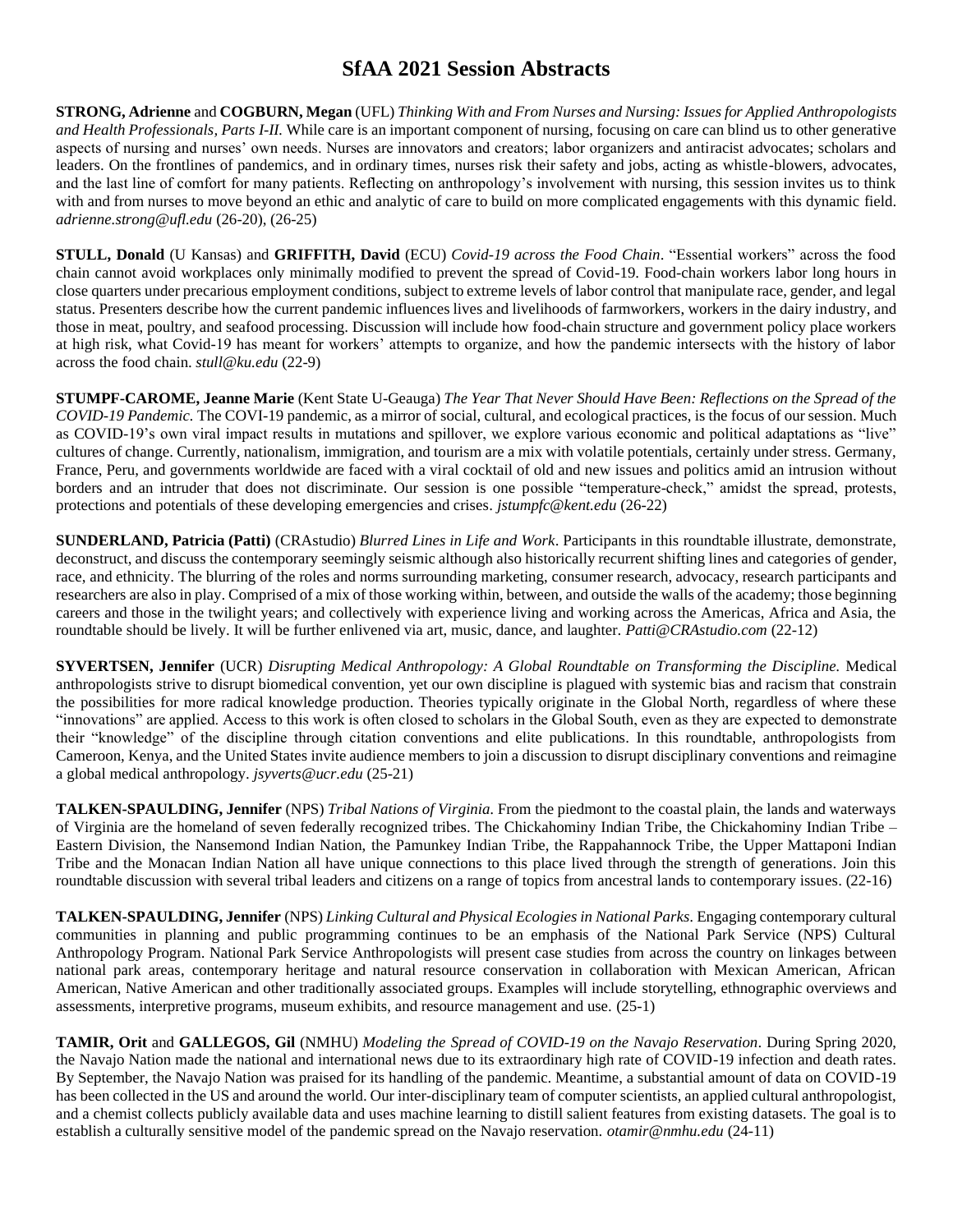# SfAA 2021 Session Abstracts

**STRONG, Adrienne** and **COGBURN, Megan** (UFL) *Thinking With and From Nurses and Nursing: Issues for Applied Anthropologists and Health Professionals, Parts I-II.* While care is an important component of nursing, focusing on care can blind us to other generative aspects of nursing and nurses' own needs. Nurses are innovators and creators; labor organizers and antiracist advocates; scholars and leaders. On the frontlines of pandemics, and in ordinary times, nurses risk their safety and jobs, acting as whistle-blowers, advocates, and the last line of comfort for many patients. Reflecting on anthropology's involvement with nursing, this session invites us to think with and from nurses to move beyond an ethic and analytic of care to build on more complicated engagements with this dynamic field. *adrienne.strong@ufl.edu* (26-20), (26-25)

**STULL, Donald** (U Kansas) and **GRIFFITH, David** (ECU) *Covid-19 across the Food Chain*. "Essential workers" across the food chain cannot avoid workplaces only minimally modified to prevent the spread of Covid-19. Food-chain workers labor long hours in close quarters under precarious employment conditions, subject to extreme levels of labor control that manipulate race, gender, and legal status. Presenters describe how the current pandemic influences lives and livelihoods of farmworkers, workers in the dairy industry, and those in meat, poultry, and seafood processing. Discussion will include how food-chain structure and government policy place workers at high risk, what Covid-19 has meant for workers' attempts to organize, and how the pandemic intersects with the history of labor across the food chain. *stull@ku.edu* (22-9)

**STUMPF-CAROME, Jeanne Marie** (Kent State U-Geauga) *The Year That Never Should Have Been: Reflections on the Spread of the COVID-19 Pandemic*. The COVI-19 pandemic, as a mirror of social, cultural, and ecological practices, is the focus of our session. Much as COVID-19's own viral impact results in mutations and spillover, we explore various economic and political adaptations as "live" cultures of change. Currently, nationalism, immigration, and tourism are a mix with volatile potentials, certainly under stress. Germany, France, Peru, and governments worldwide are faced with a viral cocktail of old and new issues and politics amid an intrusion without borders and an intruder that does not discriminate. Our session is one possible "temperature-check," amidst the spread, protests, protections and potentials of these developing emergencies and crises. *jstumpfc@kent.edu* (26-22)

**SUNDERLAND, Patricia (Patti)** (CRAstudio) *Blurred Lines in Life and Work*. Participants in this roundtable illustrate, demonstrate, deconstruct, and discuss the contemporary seemingly seismic although also historically recurrent shifting lines and categories of gender, race, and ethnicity. The blurring of the roles and norms surrounding marketing, consumer research, advocacy, research participants and researchers are also in play. Comprised of a mix of those working within, between, and outside the walls of the academy; those beginning careers and those in the twilight years; and collectively with experience living and working across the Americas, Africa and Asia, the roundtable should be lively. It will be further enlivened via art, music, dance, and laughter. *Patti@CRAstudio.com* (22-12)

**SYVERTSEN, Jennifer** (UCR) *Disrupting Medical Anthropology: A Global Roundtable on Transforming the Discipline*. Medical anthropologists strive to disrupt biomedical convention, yet our own discipline is plagued with systemic bias and racism that constrain the possibilities for more radical knowledge production. Theories typically originate in the Global North, regardless of where these "innovations" are applied. Access to this work is often closed to scholars in the Global South, even as they are expected to demonstrate their "knowledge" of the discipline through citation conventions and elite publications. In this roundtable, anthropologists from Cameroon, Kenya, and the United States invite audience members to join a discussion to disrupt disciplinary conventions and reimagine a global medical anthropology. *jsyverts@ucr.edu* (25-21)

**TALKEN-SPAULDING, Jennifer** (NPS) *Tribal Nations of Virginia*. From the piedmont to the coastal plain, the lands and waterways of Virginia are the homeland of seven federally recognized tribes. The Chickahominy Indian Tribe, the Chickahominy Indian Tribe – Eastern Division, the Nansemond Indian Nation, the Pamunkey Indian Tribe, the Rappahannock Tribe, the Upper Mattaponi Indian Tribe and the Monacan Indian Nation all have unique connections to this place lived through the strength of generations. Join this roundtable discussion with several tribal leaders and citizens on a range of topics from ancestral lands to contemporary issues. (22-16)

**TALKEN-SPAULDING, Jennifer** (NPS) *Linking Cultural and Physical Ecologies in National Parks*. Engaging contemporary cultural communities in planning and public programming continues to be an emphasis of the National Park Service (NPS) Cultural Anthropology Program. National Park Service Anthropologists will present case studies from across the country on linkages between national park areas, contemporary heritage and natural resource conservation in collaboration with Mexican American, African American, Native American and other traditionally associated groups. Examples will include storytelling, ethnographic overviews and assessments, interpretive programs, museum exhibits, and resource management and use. (25-1)

**TAMIR, Orit** and **GALLEGOS, Gil** (NMHU) *Modeling the Spread of COVID-19 on the Navajo Reservation*. During Spring 2020, the Navajo Nation made the national and international news due to its extraordinary high rate of COVID-19 infection and death rates. By September, the Navajo Nation was praised for its handling of the pandemic. Meantime, a substantial amount of data on COVID-19 has been collected in the US and around the world. Our inter-disciplinary team of computer scientists, an applied cultural anthropologist, and a chemist collects publicly available data and uses machine learning to distill salient features from existing datasets. The goal is to establish a culturally sensitive model of the pandemic spread on the Navajo reservation. *otamir@nmhu.edu* (24-11)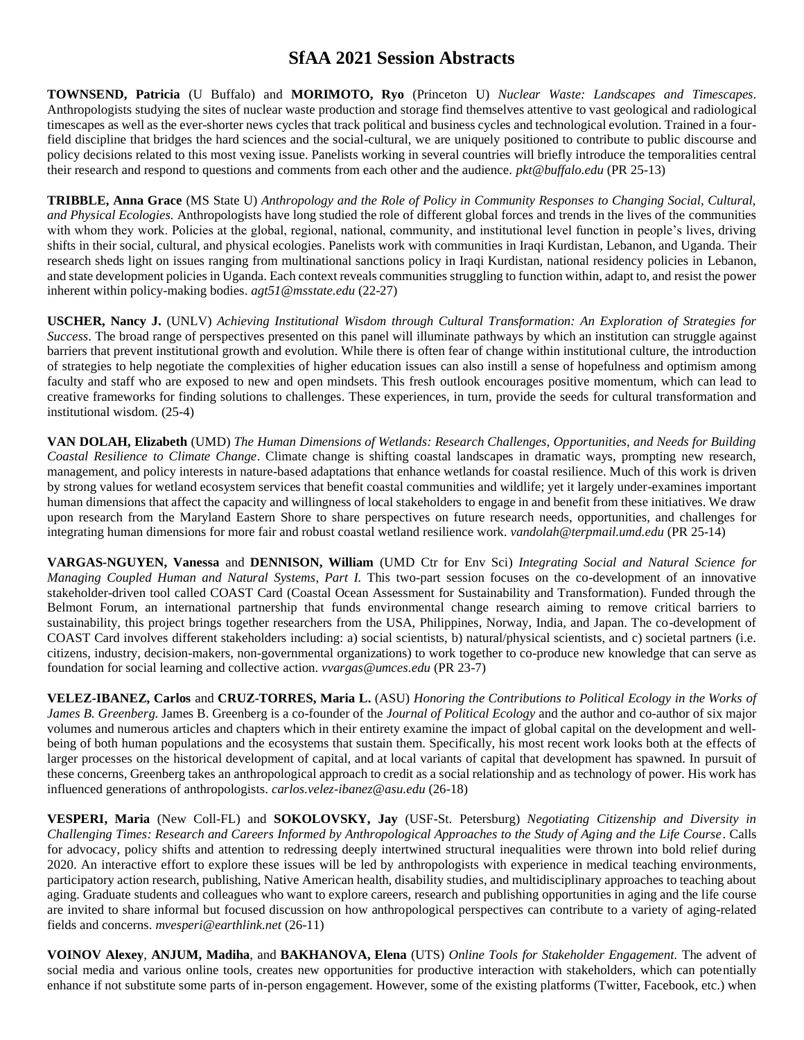# SfAA 2021 Session Abstracts

**TOWNSEND, Patricia** (U Buffalo) and **MORIMOTO, Ryo** (Princeton U) *Nuclear Waste: Landscapes and Timescapes*. Anthropologists studying the sites of nuclear waste production and storage find themselves attentive to vast geological and radiological timescapes as well as the ever-shorter news cycles that track political and business cycles and technological evolution. Trained in a four-field discipline that bridges the hard sciences and the social-cultural, we are uniquely positioned to contribute to public discourse and policy decisions related to this most vexing issue. Panelists working in several countries will briefly introduce the temporalities central their research and respond to questions and comments from each other and the audience. *pkt@buffalo.edu* (PR 25-13)

**TRIBBLE, Anna Grace** (MS State U) *Anthropology and the Role of Policy in Community Responses to Changing Social, Cultural, and Physical Ecologies.* Anthropologists have long studied the role of different global forces and trends in the lives of the communities with whom they work. Policies at the global, regional, national, community, and institutional level function in people's lives, driving shifts in their social, cultural, and physical ecologies. Panelists work with communities in Iraqi Kurdistan, Lebanon, and Uganda. Their research sheds light on issues ranging from multinational sanctions policy in Iraqi Kurdistan, national residency policies in Lebanon, and state development policies in Uganda. Each context reveals communities struggling to function within, adapt to, and resist the power inherent within policy-making bodies. *agt51@msstate.edu* (22-27)

**USCHER, Nancy J.** (UNLV) *Achieving Institutional Wisdom through Cultural Transformation: An Exploration of Strategies for Success*. The broad range of perspectives presented on this panel will illuminate pathways by which an institution can struggle against barriers that prevent institutional growth and evolution. While there is often fear of change within institutional culture, the introduction of strategies to help negotiate the complexities of higher education issues can also instill a sense of hopefulness and optimism among faculty and staff who are exposed to new and open mindsets. This fresh outlook encourages positive momentum, which can lead to creative frameworks for finding solutions to challenges. These experiences, in turn, provide the seeds for cultural transformation and institutional wisdom. (25-4)

**VAN DOLAH, Elizabeth** (UMD) *The Human Dimensions of Wetlands: Research Challenges, Opportunities, and Needs for Building Coastal Resilience to Climate Change*. Climate change is shifting coastal landscapes in dramatic ways, prompting new research, management, and policy interests in nature-based adaptations that enhance wetlands for coastal resilience. Much of this work is driven by strong values for wetland ecosystem services that benefit coastal communities and wildlife; yet it largely under-examines important human dimensions that affect the capacity and willingness of local stakeholders to engage in and benefit from these initiatives. We draw upon research from the Maryland Eastern Shore to share perspectives on future research needs, opportunities, and challenges for integrating human dimensions for more fair and robust coastal wetland resilience work. *vandolah@terpmail.umd.edu* (PR 25-14)

**VARGAS-NGUYEN, Vanessa** and **DENNISON, William** (UMD Ctr for Env Sci) *Integrating Social and Natural Science for Managing Coupled Human and Natural Systems, Part I.* This two-part session focuses on the co-development of an innovative stakeholder-driven tool called COAST Card (Coastal Ocean Assessment for Sustainability and Transformation). Funded through the Belmont Forum, an international partnership that funds environmental change research aiming to remove critical barriers to sustainability, this project brings together researchers from the USA, Philippines, Norway, India, and Japan. The co-development of COAST Card involves different stakeholders including: a) social scientists, b) natural/physical scientists, and c) societal partners (i.e. citizens, industry, decision-makers, non-governmental organizations) to work together to co-produce new knowledge that can serve as foundation for social learning and collective action. *vvargas@umces.edu* (PR 23-7)

**VELEZ-IBANEZ, Carlos** and **CRUZ-TORRES, Maria L.** (ASU) *Honoring the Contributions to Political Ecology in the Works of James B. Greenberg.* James B. Greenberg is a co-founder of the *Journal of Political Ecology* and the author and co-author of six major volumes and numerous articles and chapters which in their entirety examine the impact of global capital on the development and well-being of both human populations and the ecosystems that sustain them. Specifically, his most recent work looks both at the effects of larger processes on the historical development of capital, and at local variants of capital that development has spawned. In pursuit of these concerns, Greenberg takes an anthropological approach to credit as a social relationship and as technology of power. His work has influenced generations of anthropologists. *carlos.velez-ibanez@asu.edu* (26-18)

**VESPERI, Maria** (New Coll-FL) and **SOKOLOVSKY, Jay** (USF-St. Petersburg) *Negotiating Citizenship and Diversity in Challenging Times: Research and Careers Informed by Anthropological Approaches to the Study of Aging and the Life Course*. Calls for advocacy, policy shifts and attention to redressing deeply intertwined structural inequalities were thrown into bold relief during 2020. An interactive effort to explore these issues will be led by anthropologists with experience in medical teaching environments, participatory action research, publishing, Native American health, disability studies, and multidisciplinary approaches to teaching about aging. Graduate students and colleagues who want to explore careers, research and publishing opportunities in aging and the life course are invited to share informal but focused discussion on how anthropological perspectives can contribute to a variety of aging-related fields and concerns. *mvesperi@earthlink.net* (26-11)

**VOINOV Alexey**, **ANJUM, Madiha**, and **BAKHANOVA, Elena** (UTS) *Online Tools for Stakeholder Engagement.* The advent of social media and various online tools, creates new opportunities for productive interaction with stakeholders, which can potentially enhance if not substitute some parts of in-person engagement. However, some of the existing platforms (Twitter, Facebook, etc.) when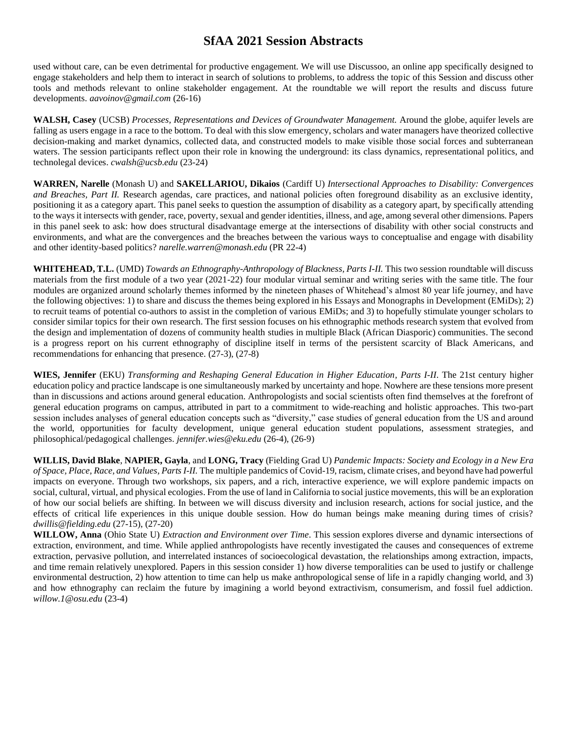used without care, can be even detrimental for productive engagement. We will use Discussoo, an online app specifically designed to engage stakeholders and help them to interact in search of solutions to problems, to address the topic of this Session and discuss other tools and methods relevant to online stakeholder engagement. At the roundtable we will report the results and discuss future developments. *aavoinov@gmail.com* (26-16)

**WALSH, Casey** (UCSB) *Processes, Representations and Devices of Groundwater Management.* Around the globe, aquifer levels are falling as users engage in a race to the bottom. To deal with this slow emergency, scholars and water managers have theorized collective decision-making and market dynamics, collected data, and constructed models to make visible those social forces and subterranean waters. The session participants reflect upon their role in knowing the underground: its class dynamics, representational politics, and technolegal devices. *cwalsh@ucsb.edu* (23-24)

**WARREN, Narelle** (Monash U) and **SAKELLARIOU, Dikaios** (Cardiff U) *Intersectional Approaches to Disability: Convergences and Breaches, Part II.* Research agendas, care practices, and national policies often foreground disability as an exclusive identity, positioning it as a category apart. This panel seeks to question the assumption of disability as a category apart, by specifically attending to the ways it intersects with gender, race, poverty, sexual and gender identities, illness, and age, among several other dimensions. Papers in this panel seek to ask: how does structural disadvantage emerge at the intersections of disability with other social constructs and environments, and what are the convergences and the breaches between the various ways to conceptualise and engage with disability and other identity-based politics? *narelle.warren@monash.edu* (PR 22-4)

**WHITEHEAD, T.L.** (UMD) *Towards an Ethnography-Anthropology of Blackness, Parts I-II.* This two session roundtable will discuss materials from the first module of a two year (2021-22) four modular virtual seminar and writing series with the same title. The four modules are organized around scholarly themes informed by the nineteen phases of Whitehead's almost 80 year life journey, and have the following objectives: 1) to share and discuss the themes being explored in his Essays and Monographs in Development (EMiDs); 2) to recruit teams of potential co-authors to assist in the completion of various EMiDs; and 3) to hopefully stimulate younger scholars to consider similar topics for their own research. The first session focuses on his ethnographic methods research system that evolved from the design and implementation of dozens of community health studies in multiple Black (African Diasporic) communities. The second is a progress report on his current ethnography of discipline itself in terms of the persistent scarcity of Black Americans, and recommendations for enhancing that presence. (27-3), (27-8)

**WIES, Jennifer** (EKU) *Transforming and Reshaping General Education in Higher Education, Parts I-II.* The 21st century higher education policy and practice landscape is one simultaneously marked by uncertainty and hope. Nowhere are these tensions more present than in discussions and actions around general education. Anthropologists and social scientists often find themselves at the forefront of general education programs on campus, attributed in part to a commitment to wide-reaching and holistic approaches. This two-part session includes analyses of general education concepts such as "diversity," case studies of general education from the US and around the world, opportunities for faculty development, unique general education student populations, assessment strategies, and philosophical/pedagogical challenges. *jennifer.wies@eku.edu* (26-4), (26-9)

**WILLIS, David Blake**, **NAPIER, Gayla**, and **LONG, Tracy** (Fielding Grad U) *Pandemic Impacts: Society and Ecology in a New Era of Space, Place, Race, and Values, Parts I-II.* The multiple pandemics of Covid-19, racism, climate crises, and beyond have had powerful impacts on everyone. Through two workshops, six papers, and a rich, interactive experience, we will explore pandemic impacts on social, cultural, virtual, and physical ecologies. From the use of land in California to social justice movements, this will be an exploration of how our social beliefs are shifting. In between we will discuss diversity and inclusion research, actions for social justice, and the effects of critical life experiences in this unique double session. How do human beings make meaning during times of crisis? *dwillis@fielding.edu* (27-15), (27-20)

**WILLOW, Anna** (Ohio State U) *Extraction and Environment over Time*. This session explores diverse and dynamic intersections of extraction, environment, and time. While applied anthropologists have recently investigated the causes and consequences of extreme extraction, pervasive pollution, and interrelated instances of socioecological devastation, the relationships among extraction, impacts, and time remain relatively unexplored. Papers in this session consider 1) how diverse temporalities can be used to justify or challenge environmental destruction, 2) how attention to time can help us make anthropological sense of life in a rapidly changing world, and 3) and how ethnography can reclaim the future by imagining a world beyond extractivism, consumerism, and fossil fuel addiction. *willow.1@osu.edu* (23-4)